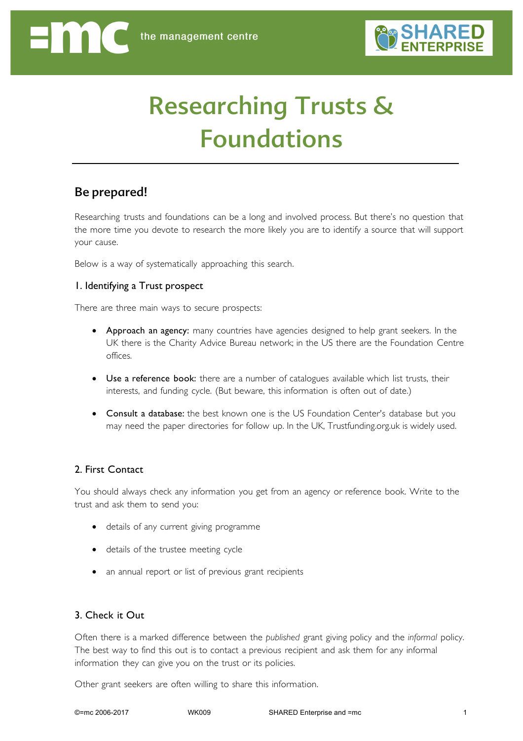# Researching Trusts & Foundations

## Be prepared!

Researching trusts and foundations can be a long and involved process. But there's no question that the more time you devote to research the more likely you are to identify a source that will support your cause.

Below is a way of systematically approaching this search.

### 1. Identifying a Trust prospect

There are three main ways to secure prospects:

- **Approach an agency:** many countries have agencies designed to help grant seekers. In the UK there is the Charity Advice Bureau network; in the US there are the Foundation Centre offices.
- **Use a reference book:** there are a number of catalogues available which list trusts, their interests, and funding cycle. (But beware, this information is often out of date.)
- **Consult a database:** the best known one is the US Foundation Center's database but you may need the paper directories for follow up. In the UK, Trustfunding.org.uk is widely used.

### 2. First Contact

You should always check any information you get from an agency or reference book. Write to the trust and ask them to send you:

- details of any current giving programme
- details of the trustee meeting cycle
- an annual report or list of previous grant recipients

### 3. Check it Out

Often there is a marked difference between the *published* grant giving policy and the *informal* policy. The best way to find this out is to contact a previous recipient and ask them for any informal information they can give you on the trust or its policies.

Other grant seekers are often willing to share this information.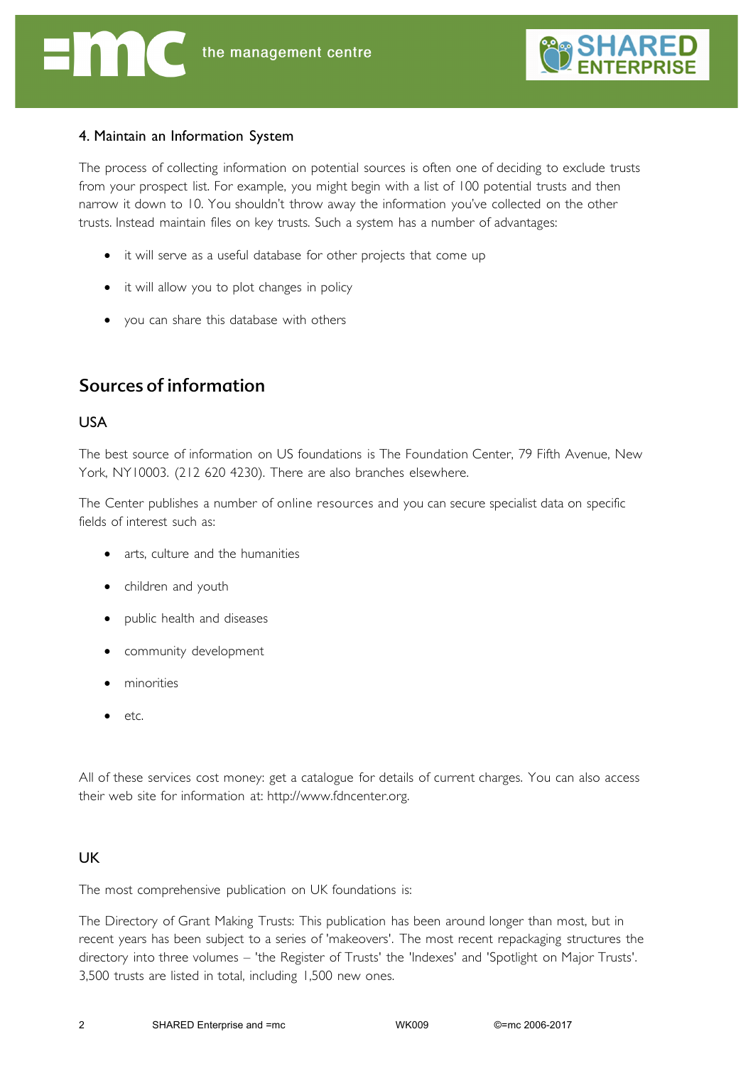### 4. Maintain an Information System

The process of collecting information on potential sources is often one of deciding to exclude trusts from your prospect list. For example, you might begin with a list of 100 potential trusts and then narrow it down to 10. You shouldn't throw away the information you've collected on the other trusts. Instead maintain files on key trusts. Such a system has a number of advantages:

- it will serve as a useful database for other projects that come up
- it will allow you to plot changes in policy
- you can share this database with others

## Sources of information

### USA

The best source of information on US foundations is The Foundation Center, 79 Fifth Avenue, New York, NY10003. (212 620 4230). There are also branches elsewhere.

The Center publishes a number of online resources and you can secure specialist data on specific fields of interest such as:

- arts, culture and the humanities
- children and youth
- public health and diseases
- community development
- minorities
- etc.

All of these services cost money: get a catalogue for details of current charges. You can also access their web site for information at: http://www.fdncenter.org.

### UK

The most comprehensive publication on UK foundations is:

The Directory of Grant Making Trusts: This publication has been around longer than most, but in recent years has been subject to a series of 'makeovers'. The most recent repackaging structures the directory into three volumes – 'the Register of Trusts' the 'Indexes' and 'Spotlight on Major Trusts'. 3,500 trusts are listed in total, including 1,500 new ones.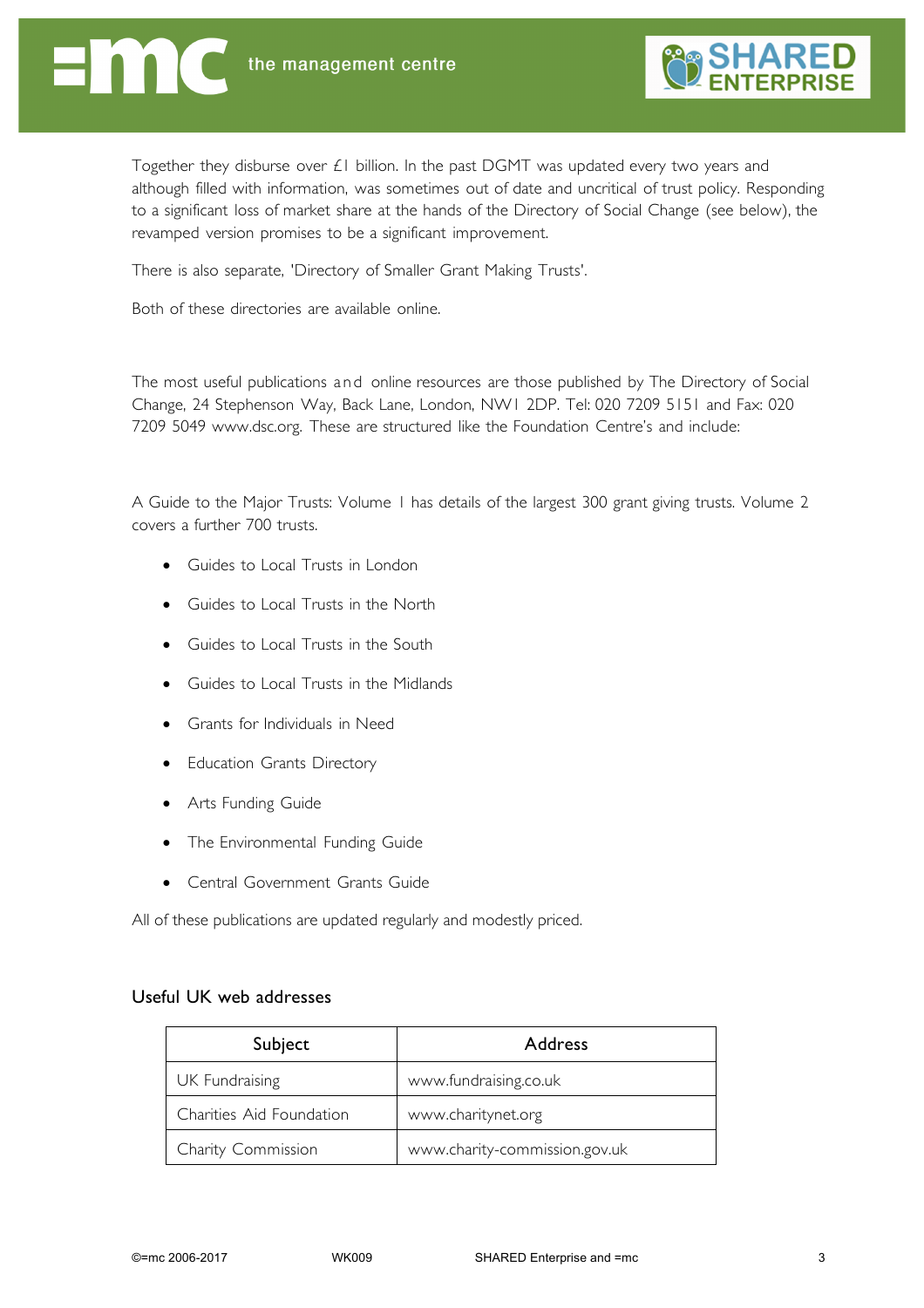Together they disburse over £1 billion. In the past DGMT was updated every two years and although filled with information, was sometimes out of date and uncritical of trust policy. Responding to a significant loss of market share at the hands of the Directory of Social Change (see below), the revamped version promises to be a significant improvement.

There is also separate, 'Directory of Smaller Grant Making Trusts'.

Both of these directories are available online.

The most useful publications and online resources are those published by The Directory of Social Change, 24 Stephenson Way, Back Lane, London, NW1 2DP. Tel: 020 7209 5151 and Fax: 020 7209 5049 www.dsc.org. These are structured like the Foundation Centre's and include:

A Guide to the Major Trusts: Volume 1 has details of the largest 300 grant giving trusts. Volume 2 covers a further 700 trusts.

- Guides to Local Trusts in London
- Guides to Local Trusts in the North
- Guides to Local Trusts in the South
- Guides to Local Trusts in the Midlands
- Grants for Individuals in Need
- Education Grants Directory
- Arts Funding Guide
- The Environmental Funding Guide
- Central Government Grants Guide

All of these publications are updated regularly and modestly priced.

### Useful UK web addresses

| Subject | Address |
|---|---|
| UK Fundraising | www.fundraising.co.uk |
| Charities Aid Foundation | www.charitynet.org |
| Charity Commission | www.charity-commission.gov.uk |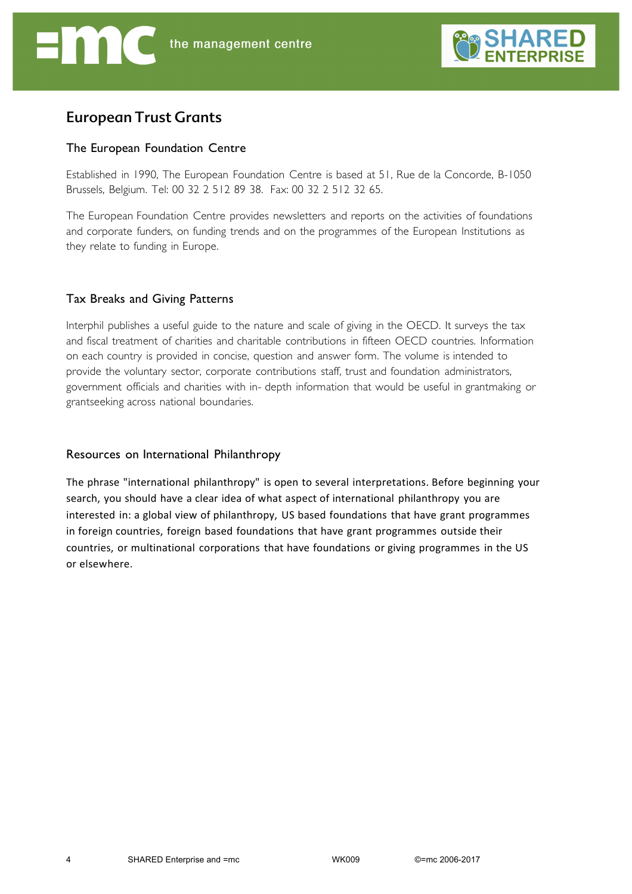# European Trust Grants

## The European Foundation Centre

Established in 1990, The European Foundation Centre is based at 51, Rue de la Concorde, B-1050 Brussels, Belgium. Tel: 00 32 2 512 89 38. Fax: 00 32 2 512 32 65.

The European Foundation Centre provides newsletters and reports on the activities of foundations and corporate funders, on funding trends and on the programmes of the European Institutions as they relate to funding in Europe.

## Tax Breaks and Giving Patterns

Interphil publishes a useful guide to the nature and scale of giving in the OECD. It surveys the tax and fiscal treatment of charities and charitable contributions in fifteen OECD countries. Information on each country is provided in concise, question and answer form. The volume is intended to provide the voluntary sector, corporate contributions staff, trust and foundation administrators, government officials and charities with in- depth information that would be useful in grantmaking or grantseeking across national boundaries.

## Resources on International Philanthropy

The phrase "international philanthropy" is open to several interpretations. Before beginning your search, you should have a clear idea of what aspect of international philanthropy you are interested in: a global view of philanthropy, US based foundations that have grant programmes in foreign countries, foreign based foundations that have grant programmes outside their countries, or multinational corporations that have foundations or giving programmes in the US or elsewhere.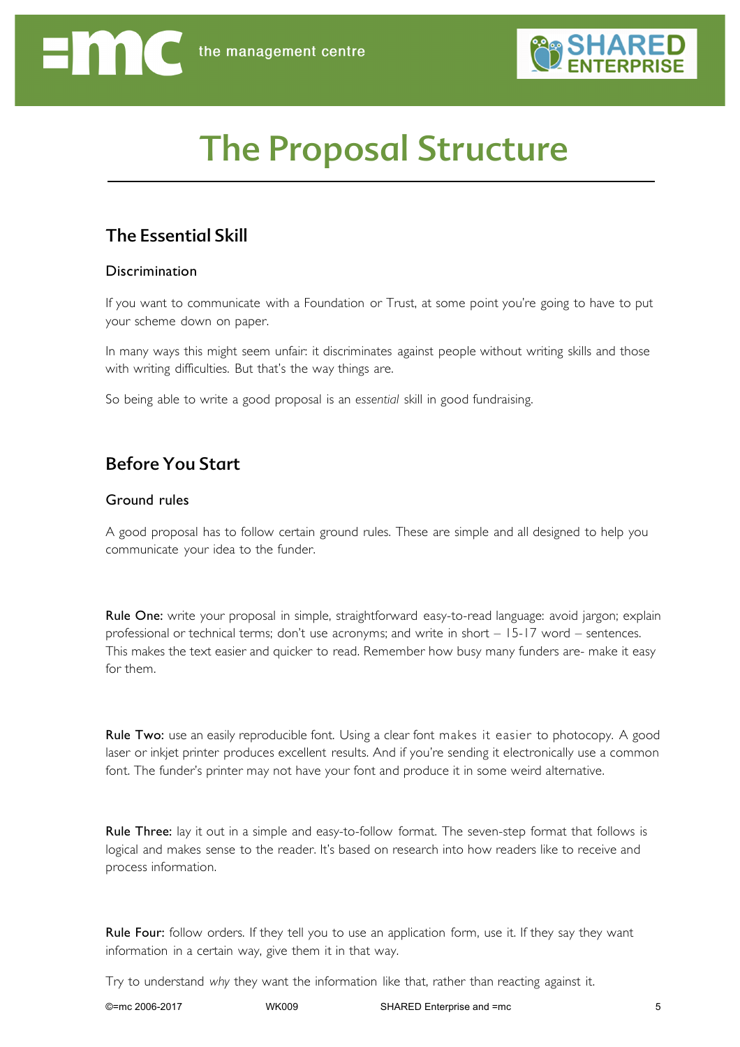# The Proposal Structure

## The Essential Skill

### Discrimination

If you want to communicate with a Foundation or Trust, at some point you're going to have to put your scheme down on paper.

In many ways this might seem unfair: it discriminates against people without writing skills and those with writing difficulties. But that's the way things are.

So being able to write a good proposal is an *essential* skill in good fundraising.

## Before You Start

### Ground rules

A good proposal has to follow certain ground rules. These are simple and all designed to help you communicate your idea to the funder.

**Rule One:** write your proposal in simple, straightforward easy-to-read language: avoid jargon; explain professional or technical terms; don't use acronyms; and write in short – 15-17 word – sentences. This makes the text easier and quicker to read. Remember how busy many funders are- make it easy for them.

**Rule Two:** use an easily reproducible font. Using a clear font makes it easier to photocopy. A good laser or inkjet printer produces excellent results. And if you're sending it electronically use a common font. The funder's printer may not have your font and produce it in some weird alternative.

**Rule Three:** lay it out in a simple and easy-to-follow format. The seven-step format that follows is logical and makes sense to the reader. It's based on research into how readers like to receive and process information.

**Rule Four:** follow orders. If they tell you to use an application form, use it. If they say they want information in a certain way, give them it in that way.

Try to understand *why* they want the information like that, rather than reacting against it.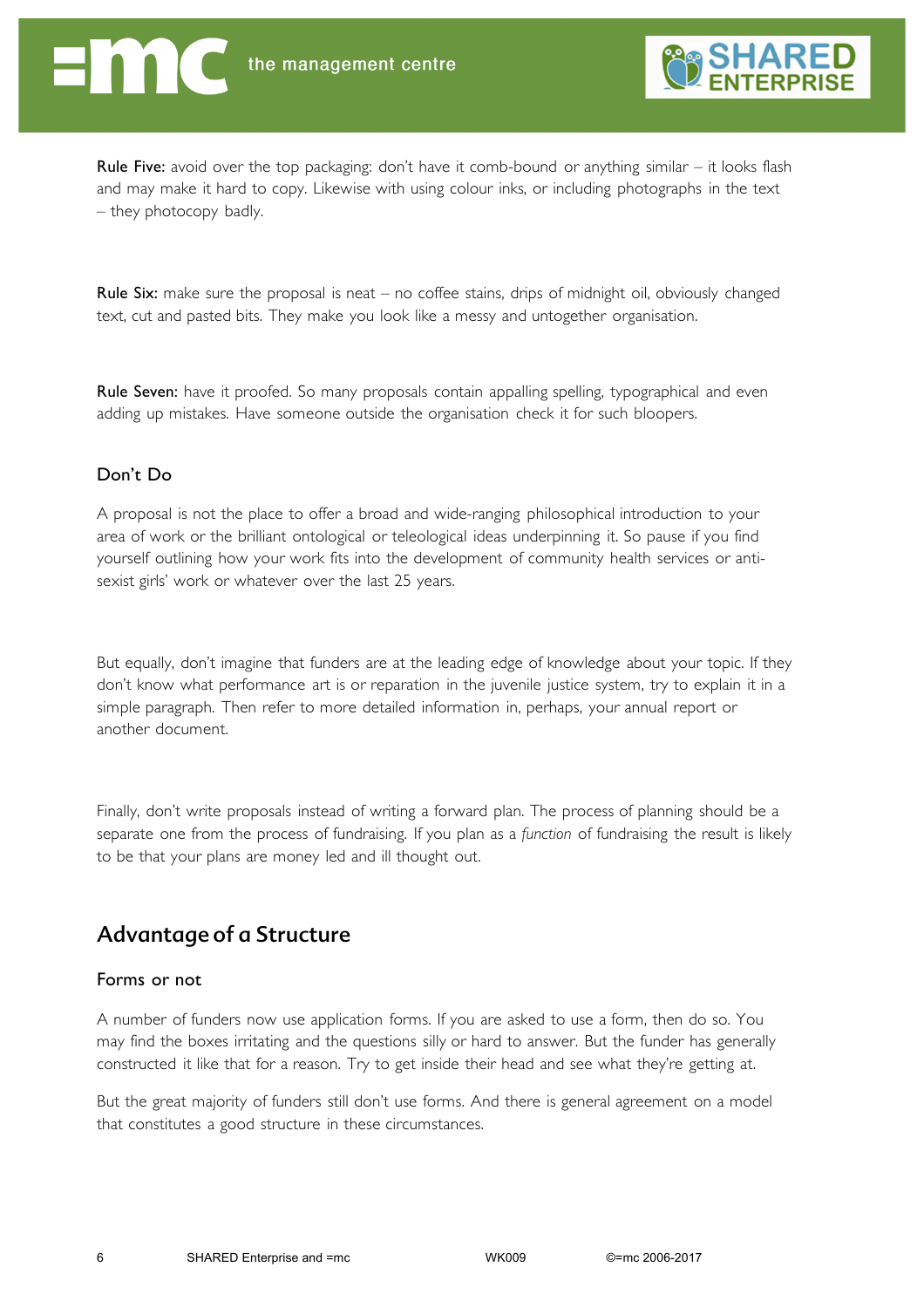**Rule Five:** avoid over the top packaging: don't have it comb-bound or anything similar – it looks flash and may make it hard to copy. Likewise with using colour inks, or including photographs in the text – they photocopy badly.

**Rule Six:** make sure the proposal is neat – no coffee stains, drips of midnight oil, obviously changed text, cut and pasted bits. They make you look like a messy and untogether organisation.

**Rule Seven:** have it proofed. So many proposals contain appalling spelling, typographical and even adding up mistakes. Have someone outside the organisation check it for such bloopers.

### Don't Do

A proposal is not the place to offer a broad and wide-ranging philosophical introduction to your area of work or the brilliant ontological or teleological ideas underpinning it. So pause if you find yourself outlining how your work fits into the development of community health services or anti-sexist girls' work or whatever over the last 25 years.

But equally, don't imagine that funders are at the leading edge of knowledge about your topic. If they don't know what performance art is or reparation in the juvenile justice system, try to explain it in a simple paragraph. Then refer to more detailed information in, perhaps, your annual report or another document.

Finally, don't write proposals instead of writing a forward plan. The process of planning should be a separate one from the process of fundraising. If you plan as a *function* of fundraising the result is likely to be that your plans are money led and ill thought out.

## Advantage of a Structure

### Forms or not

A number of funders now use application forms. If you are asked to use a form, then do so. You may find the boxes irritating and the questions silly or hard to answer. But the funder has generally constructed it like that for a reason. Try to get inside their head and see what they're getting at.

But the great majority of funders still don't use forms. And there is general agreement on a model that constitutes a good structure in these circumstances.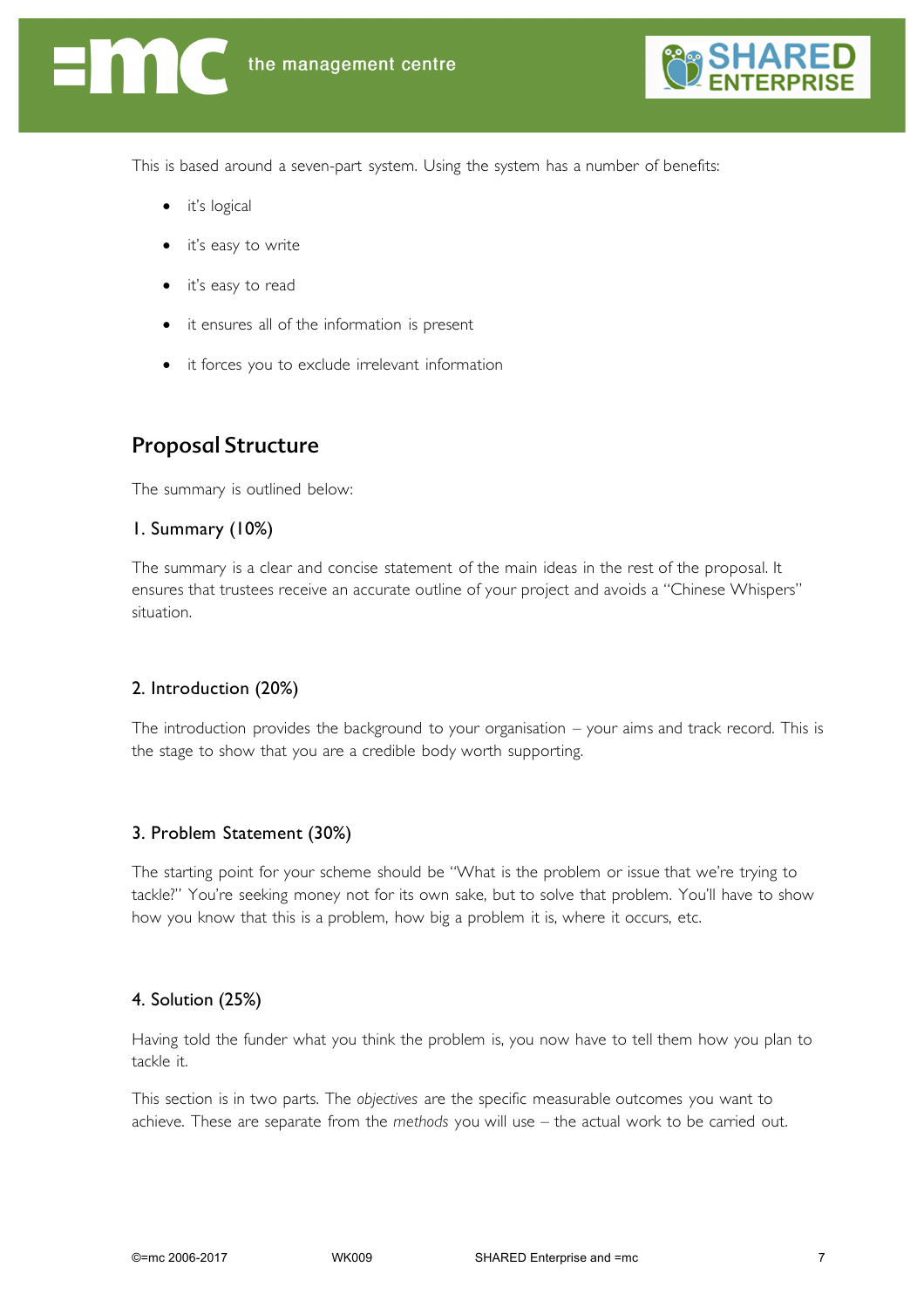This is based around a seven-part system. Using the system has a number of benefits:

- it's logical
- it's easy to write
- it's easy to read
- it ensures all of the information is present
- it forces you to exclude irrelevant information

## Proposal Structure

The summary is outlined below:

### 1. Summary (10%)

The summary is a clear and concise statement of the main ideas in the rest of the proposal. It ensures that trustees receive an accurate outline of your project and avoids a "Chinese Whispers" situation.

### 2. Introduction (20%)

The introduction provides the background to your organisation – your aims and track record. This is the stage to show that you are a credible body worth supporting.

### 3. Problem Statement (30%)

The starting point for your scheme should be "What is the problem or issue that we're trying to tackle?" You're seeking money not for its own sake, but to solve that problem. You'll have to show how you know that this is a problem, how big a problem it is, where it occurs, etc.

### 4. Solution (25%)

Having told the funder what you think the problem is, you now have to tell them how you plan to tackle it.

This section is in two parts. The *objectives* are the specific measurable outcomes you want to achieve. These are separate from the *methods* you will use – the actual work to be carried out.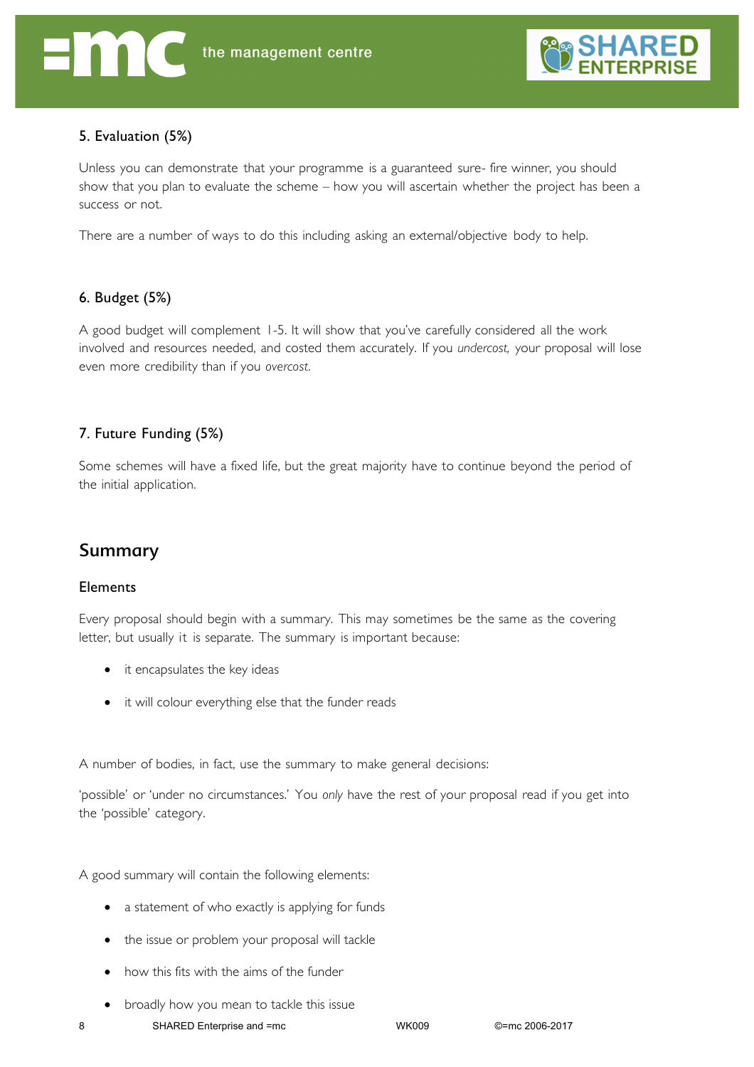### 5. Evaluation (5%)

Unless you can demonstrate that your programme is a guaranteed sure- fire winner, you should show that you plan to evaluate the scheme – how you will ascertain whether the project has been a success or not.

There are a number of ways to do this including asking an external/objective body to help.

### 6. Budget (5%)

A good budget will complement 1-5. It will show that you've carefully considered all the work involved and resources needed, and costed them accurately. If you *undercost,* your proposal will lose even more credibility than if you *overcost*.

### 7. Future Funding (5%)

Some schemes will have a fixed life, but the great majority have to continue beyond the period of the initial application.

## Summary

### Elements

Every proposal should begin with a summary. This may sometimes be the same as the covering letter, but usually it is separate. The summary is important because:

- it encapsulates the key ideas
- it will colour everything else that the funder reads

A number of bodies, in fact, use the summary to make general decisions:

'possible' or 'under no circumstances.' You *only* have the rest of your proposal read if you get into the 'possible' category.

A good summary will contain the following elements:

- a statement of who exactly is applying for funds
- the issue or problem your proposal will tackle
- how this fits with the aims of the funder
- broadly how you mean to tackle this issue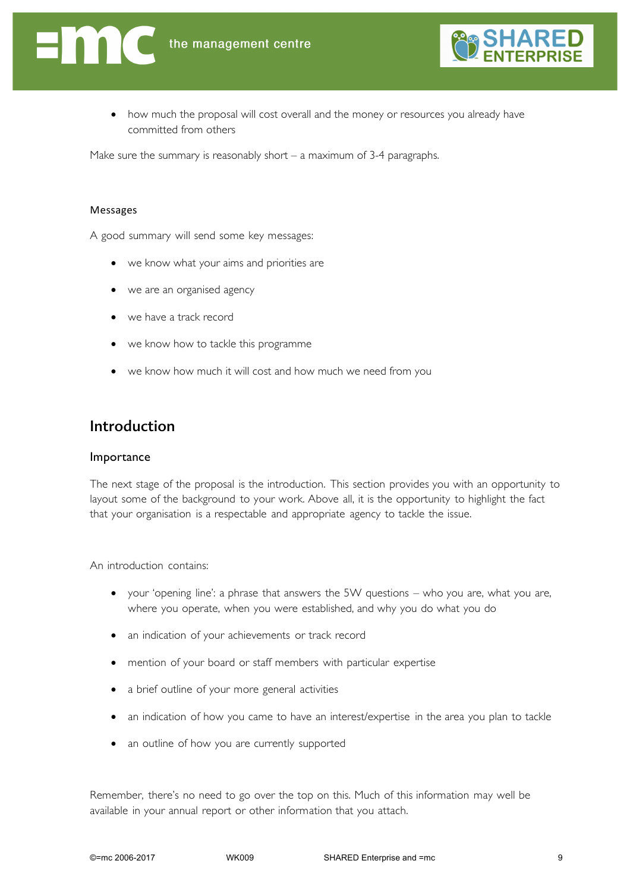- how much the proposal will cost overall and the money or resources you already have committed from others

Make sure the summary is reasonably short – a maximum of 3-4 paragraphs.

#### Messages

A good summary will send some key messages:

- we know what your aims and priorities are
- we are an organised agency
- we have a track record
- we know how to tackle this programme
- we know how much it will cost and how much we need from you

## Introduction

### Importance

The next stage of the proposal is the introduction. This section provides you with an opportunity to layout some of the background to your work. Above all, it is the opportunity to highlight the fact that your organisation is a respectable and appropriate agency to tackle the issue.

An introduction contains:

- your 'opening line': a phrase that answers the 5W questions – who you are, what you are, where you operate, when you were established, and why you do what you do
- an indication of your achievements or track record
- mention of your board or staff members with particular expertise
- a brief outline of your more general activities
- an indication of how you came to have an interest/expertise in the area you plan to tackle
- an outline of how you are currently supported

Remember, there's no need to go over the top on this. Much of this information may well be available in your annual report or other information that you attach.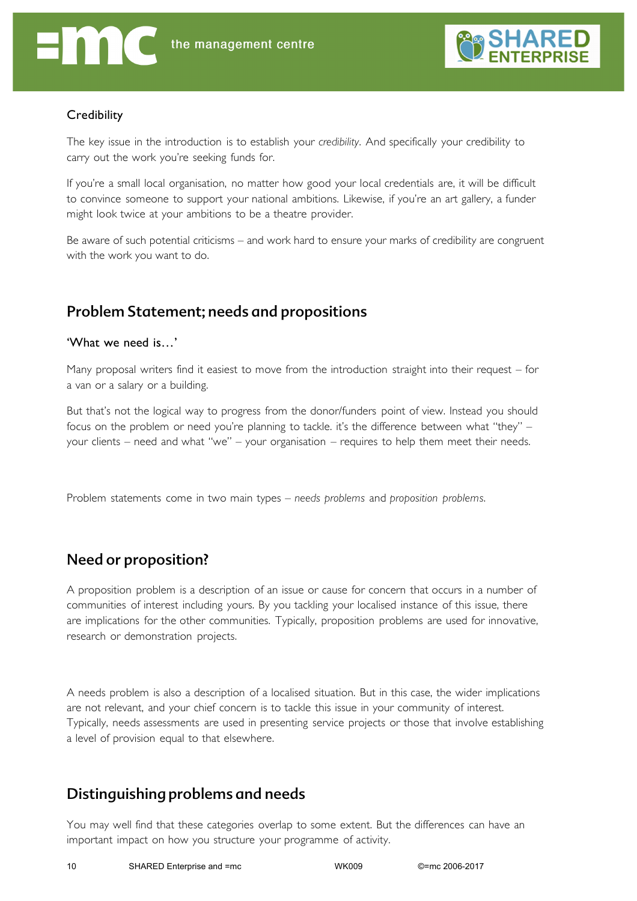### Credibility

The key issue in the introduction is to establish your *credibility*. And specifically your credibility to carry out the work you're seeking funds for.

If you're a small local organisation, no matter how good your local credentials are, it will be difficult to convince someone to support your national ambitions. Likewise, if you're an art gallery, a funder might look twice at your ambitions to be a theatre provider.

Be aware of such potential criticisms – and work hard to ensure your marks of credibility are congruent with the work you want to do.

## Problem Statement; needs and propositions

### 'What we need is…'

Many proposal writers find it easiest to move from the introduction straight into their request – for a van or a salary or a building.

But that's not the logical way to progress from the donor/funders point of view. Instead you should focus on the problem or need you're planning to tackle. it's the difference between what "they" – your clients – need and what "we" – your organisation – requires to help them meet their needs.

Problem statements come in two main types – *needs problems* and *proposition problems*.

## Need or proposition?

A proposition problem is a description of an issue or cause for concern that occurs in a number of communities of interest including yours. By you tackling your localised instance of this issue, there are implications for the other communities. Typically, proposition problems are used for innovative, research or demonstration projects.

A needs problem is also a description of a localised situation. But in this case, the wider implications are not relevant, and your chief concern is to tackle this issue in your community of interest. Typically, needs assessments are used in presenting service projects or those that involve establishing a level of provision equal to that elsewhere.

## Distinguishing problems and needs

You may well find that these categories overlap to some extent. But the differences can have an important impact on how you structure your programme of activity.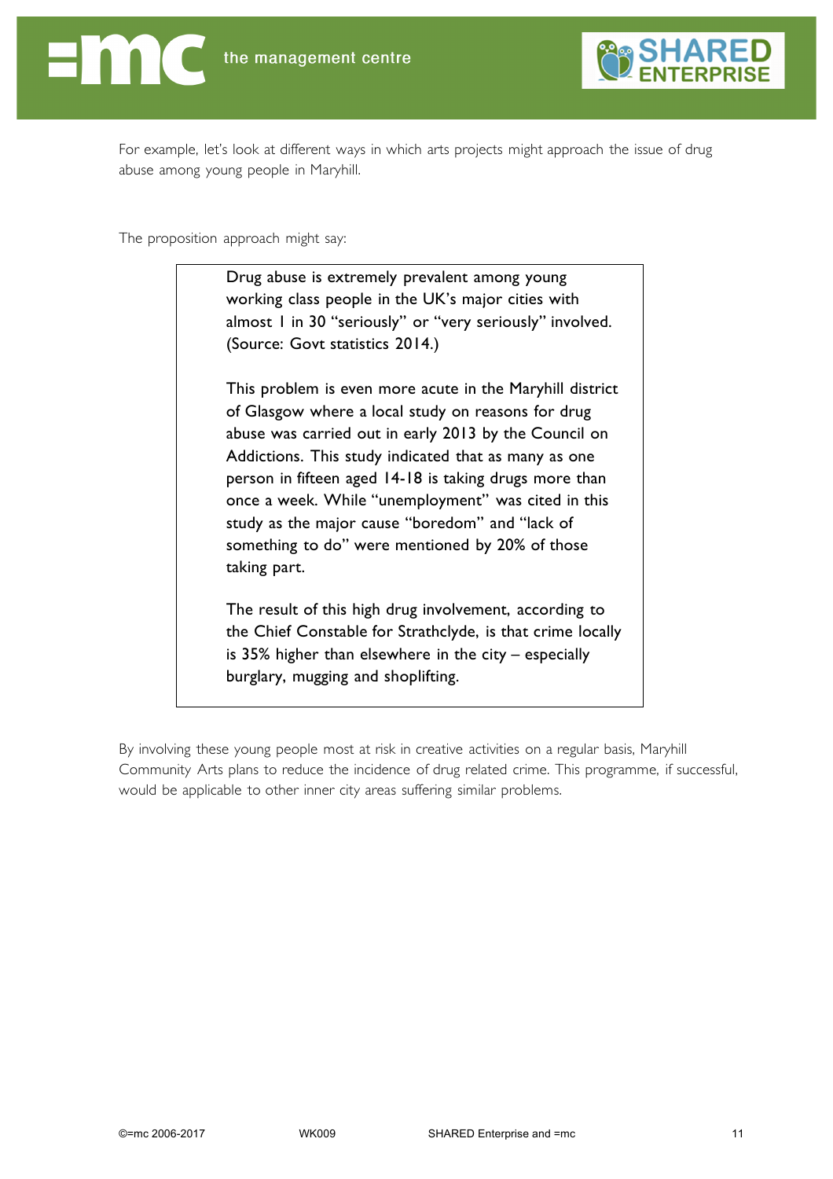For example, let's look at different ways in which arts projects might approach the issue of drug abuse among young people in Maryhill.

The proposition approach might say:

> Drug abuse is extremely prevalent among young working class people in the UK's major cities with almost 1 in 30 "seriously" or "very seriously" involved. (Source: Govt statistics 2014.)
>
> This problem is even more acute in the Maryhill district of Glasgow where a local study on reasons for drug abuse was carried out in early 2013 by the Council on Addictions. This study indicated that as many as one person in fifteen aged 14-18 is taking drugs more than once a week. While "unemployment" was cited in this study as the major cause "boredom" and "lack of something to do" were mentioned by 20% of those taking part.
>
> The result of this high drug involvement, according to the Chief Constable for Strathclyde, is that crime locally is 35% higher than elsewhere in the city – especially burglary, mugging and shoplifting.

By involving these young people most at risk in creative activities on a regular basis, Maryhill Community Arts plans to reduce the incidence of drug related crime. This programme, if successful, would be applicable to other inner city areas suffering similar problems.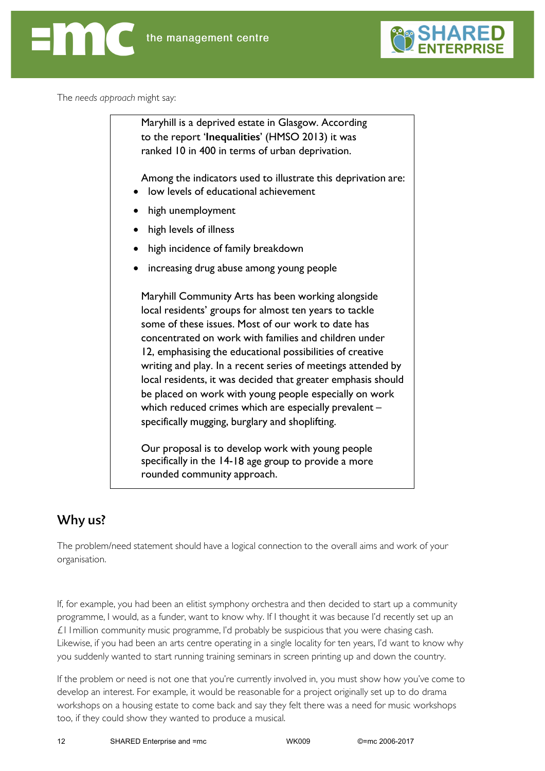The *needs approach* might say:

> Maryhill is a deprived estate in Glasgow. According to the report '**Inequalities**' (HMSO 2013) it was ranked 10 in 400 in terms of urban deprivation.
>
> Among the indicators used to illustrate this deprivation are:
>
> - low levels of educational achievement
> - high unemployment
> - high levels of illness
> - high incidence of family breakdown
> - increasing drug abuse among young people
>
> Maryhill Community Arts has been working alongside local residents' groups for almost ten years to tackle some of these issues. Most of our work to date has concentrated on work with families and children under 12, emphasising the educational possibilities of creative writing and play. In a recent series of meetings attended by local residents, it was decided that greater emphasis should be placed on work with young people especially on work which reduced crimes which are especially prevalent – specifically mugging, burglary and shoplifting.
>
> Our proposal is to develop work with young people specifically in the 14-18 age group to provide a more rounded community approach.

## Why us?

The problem/need statement should have a logical connection to the overall aims and work of your organisation.

If, for example, you had been an elitist symphony orchestra and then decided to start up a community programme, I would, as a funder, want to know why. If I thought it was because I'd recently set up an £11million community music programme, I'd probably be suspicious that you were chasing cash. Likewise, if you had been an arts centre operating in a single locality for ten years, I'd want to know why you suddenly wanted to start running training seminars in screen printing up and down the country.

If the problem or need is not one that you're currently involved in, you must show how you've come to develop an interest. For example, it would be reasonable for a project originally set up to do drama workshops on a housing estate to come back and say they felt there was a need for music workshops too, if they could show they wanted to produce a musical.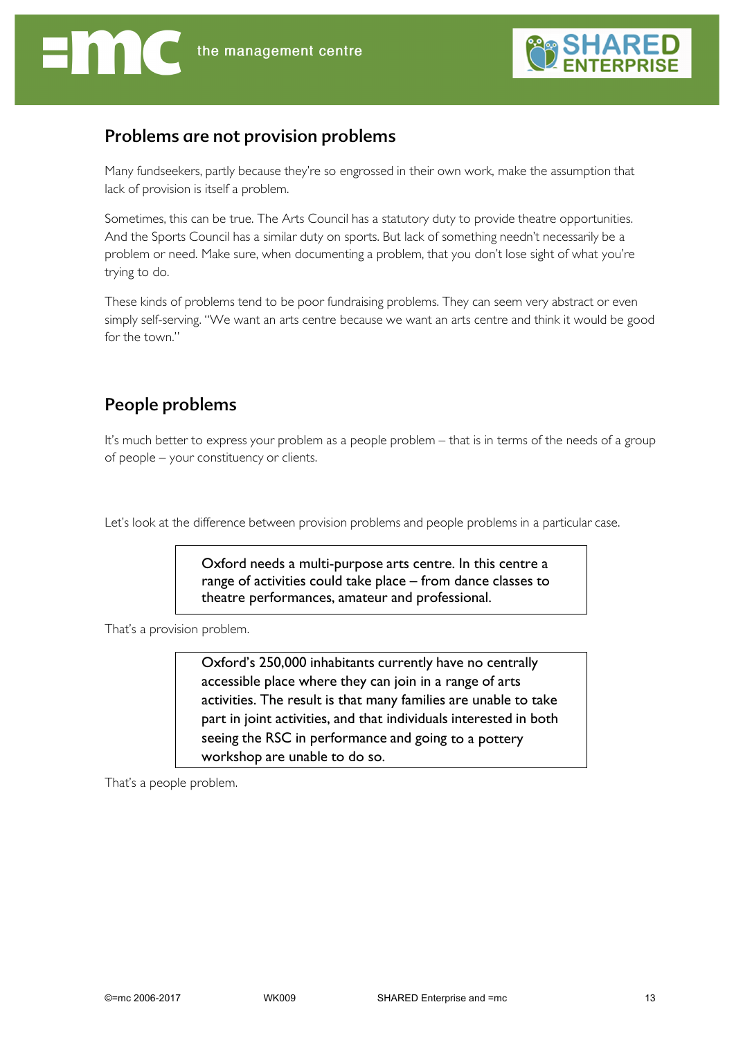## Problems are not provision problems

Many fundseekers, partly because they're so engrossed in their own work, make the assumption that lack of provision is itself a problem.

Sometimes, this can be true. The Arts Council has a statutory duty to provide theatre opportunities. And the Sports Council has a similar duty on sports. But lack of something needn't necessarily be a problem or need. Make sure, when documenting a problem, that you don't lose sight of what you're trying to do.

These kinds of problems tend to be poor fundraising problems. They can seem very abstract or even simply self-serving. "We want an arts centre because we want an arts centre and think it would be good for the town."

## People problems

It's much better to express your problem as a people problem – that is in terms of the needs of a group of people – your constituency or clients.

Let's look at the difference between provision problems and people problems in a particular case.

> Oxford needs a multi-purpose arts centre. In this centre a range of activities could take place – from dance classes to theatre performances, amateur and professional.

That's a provision problem.

> Oxford's 250,000 inhabitants currently have no centrally accessible place where they can join in a range of arts activities. The result is that many families are unable to take part in joint activities, and that individuals interested in both seeing the RSC in performance and going to a pottery workshop are unable to do so.

That's a people problem.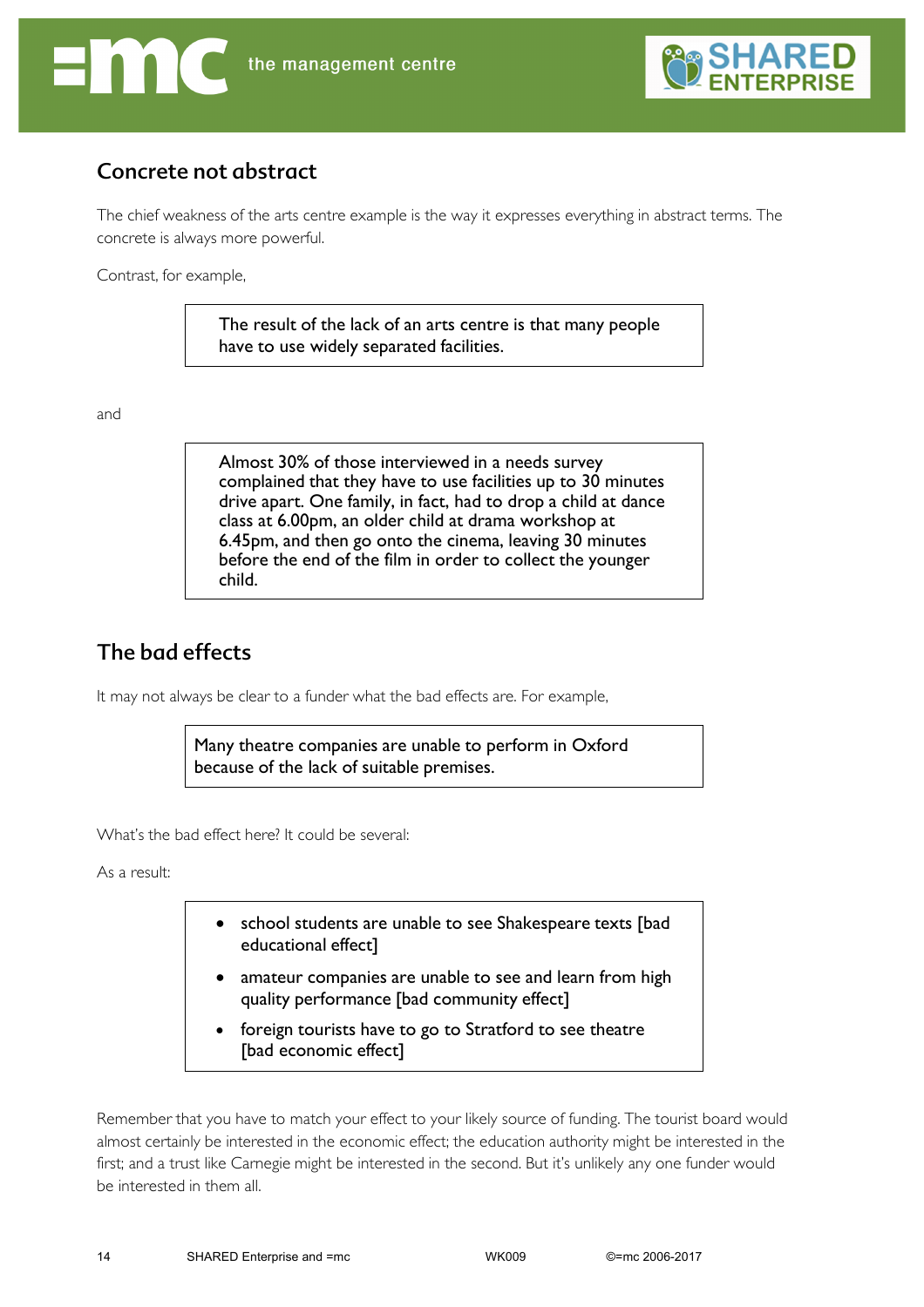## Concrete not abstract

The chief weakness of the arts centre example is the way it expresses everything in abstract terms. The concrete is always more powerful.

Contrast, for example,

> The result of the lack of an arts centre is that many people have to use widely separated facilities.

and

> Almost 30% of those interviewed in a needs survey complained that they have to use facilities up to 30 minutes drive apart. One family, in fact, had to drop a child at dance class at 6.00pm, an older child at drama workshop at 6.45pm, and then go onto the cinema, leaving 30 minutes before the end of the film in order to collect the younger child.

## The bad effects

It may not always be clear to a funder what the bad effects are. For example,

> Many theatre companies are unable to perform in Oxford because of the lack of suitable premises.

What's the bad effect here? It could be several:

As a result:

> - school students are unable to see Shakespeare texts [bad educational effect]
> - amateur companies are unable to see and learn from high quality performance [bad community effect]
> - foreign tourists have to go to Stratford to see theatre [bad economic effect]

Remember that you have to match your effect to your likely source of funding. The tourist board would almost certainly be interested in the economic effect; the education authority might be interested in the first; and a trust like Carnegie might be interested in the second. But it's unlikely any one funder would be interested in them all.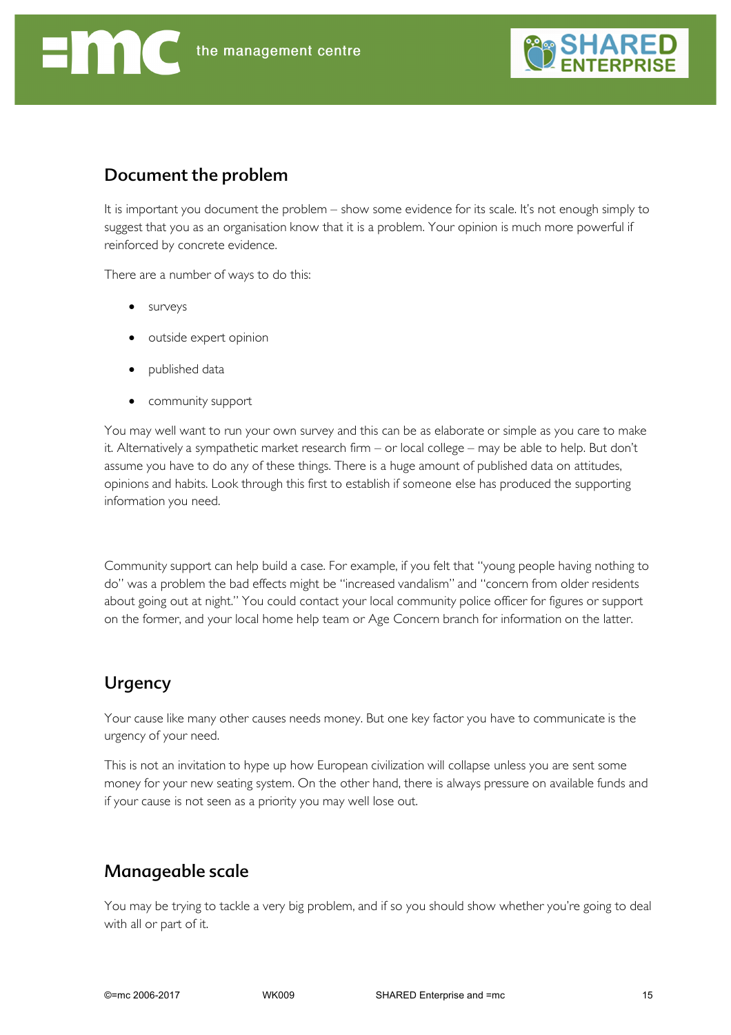## Document the problem

It is important you document the problem – show some evidence for its scale. It's not enough simply to suggest that you as an organisation know that it is a problem. Your opinion is much more powerful if reinforced by concrete evidence.

There are a number of ways to do this:

- surveys
- outside expert opinion
- published data
- community support

You may well want to run your own survey and this can be as elaborate or simple as you care to make it. Alternatively a sympathetic market research firm – or local college – may be able to help. But don't assume you have to do any of these things. There is a huge amount of published data on attitudes, opinions and habits. Look through this first to establish if someone else has produced the supporting information you need.

Community support can help build a case. For example, if you felt that "young people having nothing to do" was a problem the bad effects might be "increased vandalism" and "concern from older residents about going out at night." You could contact your local community police officer for figures or support on the former, and your local home help team or Age Concern branch for information on the latter.

## Urgency

Your cause like many other causes needs money. But one key factor you have to communicate is the urgency of your need.

This is not an invitation to hype up how European civilization will collapse unless you are sent some money for your new seating system. On the other hand, there is always pressure on available funds and if your cause is not seen as a priority you may well lose out.

## Manageable scale

You may be trying to tackle a very big problem, and if so you should show whether you're going to deal with all or part of it.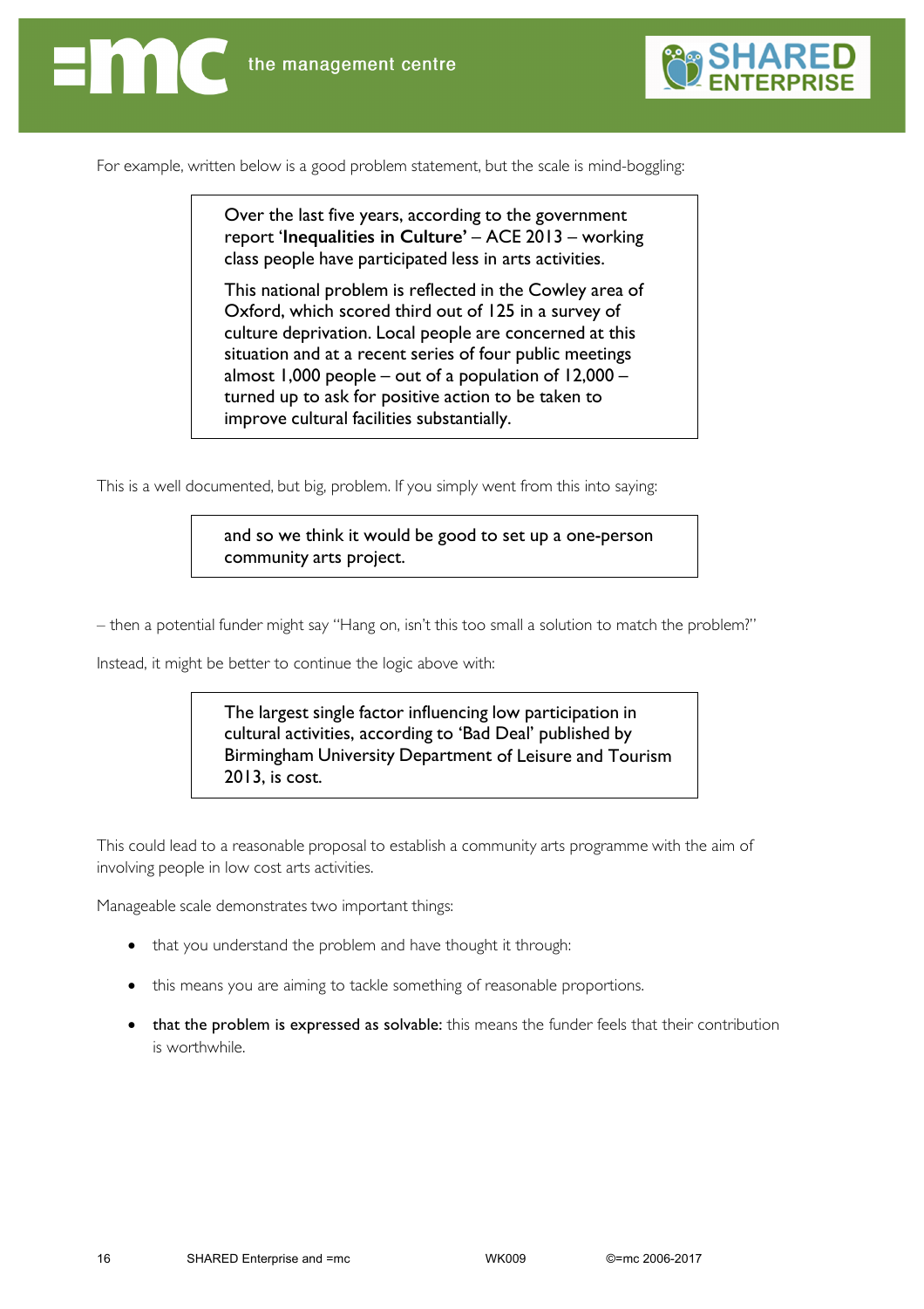For example, written below is a good problem statement, but the scale is mind-boggling:

> Over the last five years, according to the government report '**Inequalities in Culture**' – ACE 2013 – working class people have participated less in arts activities.
>
> This national problem is reflected in the Cowley area of Oxford, which scored third out of 125 in a survey of culture deprivation. Local people are concerned at this situation and at a recent series of four public meetings almost 1,000 people – out of a population of 12,000 – turned up to ask for positive action to be taken to improve cultural facilities substantially.

This is a well documented, but big, problem. If you simply went from this into saying:

> and so we think it would be good to set up a one-person community arts project.

– then a potential funder might say "Hang on, isn't this too small a solution to match the problem?"

Instead, it might be better to continue the logic above with:

> The largest single factor influencing low participation in cultural activities, according to 'Bad Deal' published by Birmingham University Department of Leisure and Tourism 2013, is cost.

This could lead to a reasonable proposal to establish a community arts programme with the aim of involving people in low cost arts activities.

Manageable scale demonstrates two important things:

- that you understand the problem and have thought it through:
- this means you are aiming to tackle something of reasonable proportions.
- **that the problem is expressed as solvable:** this means the funder feels that their contribution is worthwhile.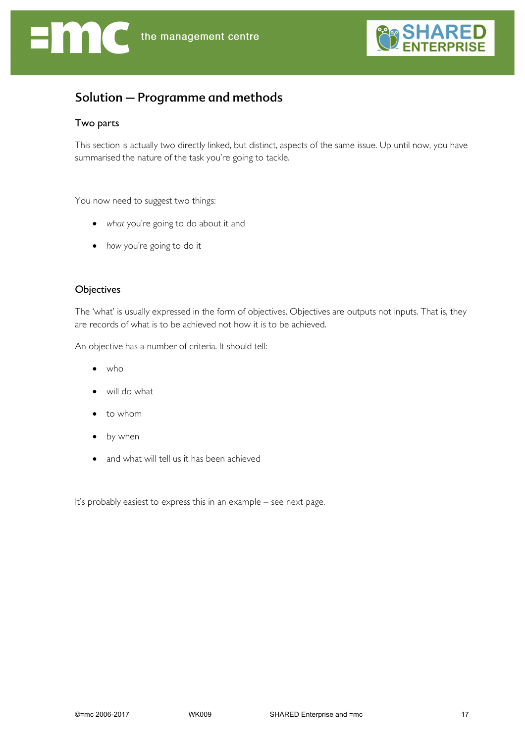## Solution – Programme and methods

### Two parts

This section is actually two directly linked, but distinct, aspects of the same issue. Up until now, you have summarised the nature of the task you're going to tackle.

You now need to suggest two things:

- *what* you're going to do about it and
- *how* you're going to do it

### Objectives

The 'what' is usually expressed in the form of objectives. Objectives are outputs not inputs. That is, they are records of what is to be achieved not how it is to be achieved.

An objective has a number of criteria. It should tell:

- who
- will do what
- to whom
- by when
- and what will tell us it has been achieved

It's probably easiest to express this in an example – see next page.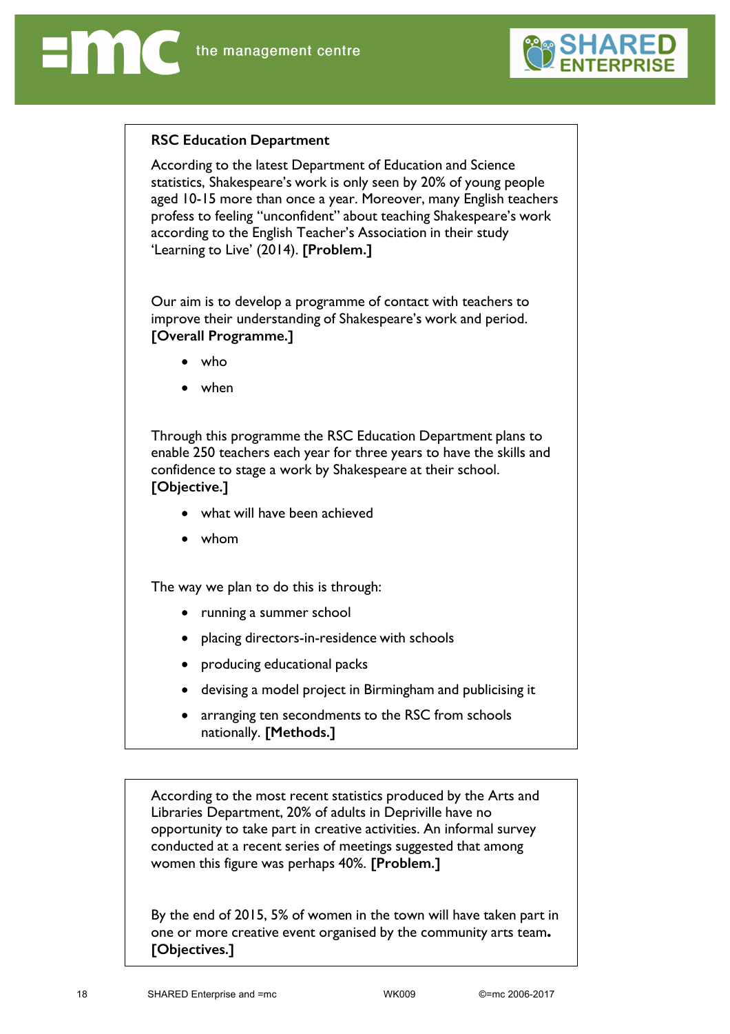**RSC Education Department**

According to the latest Department of Education and Science statistics, Shakespeare's work is only seen by 20% of young people aged 10-15 more than once a year. Moreover, many English teachers profess to feeling "unconfident" about teaching Shakespeare's work according to the English Teacher's Association in their study 'Learning to Live' (2014). **[Problem.]**

Our aim is to develop a programme of contact with teachers to improve their understanding of Shakespeare's work and period. **[Overall Programme.]**

- who
- when

Through this programme the RSC Education Department plans to enable 250 teachers each year for three years to have the skills and confidence to stage a work by Shakespeare at their school. **[Objective.]**

- what will have been achieved
- whom

The way we plan to do this is through:

- running a summer school
- placing directors-in-residence with schools
- producing educational packs
- devising a model project in Birmingham and publicising it
- arranging ten secondments to the RSC from schools nationally. **[Methods.]**

---

According to the most recent statistics produced by the Arts and Libraries Department, 20% of adults in Depriville have no opportunity to take part in creative activities. An informal survey conducted at a recent series of meetings suggested that among women this figure was perhaps 40%. **[Problem.]**

By the end of 2015, 5% of women in the town will have taken part in one or more creative event organised by the community arts team**.** **[Objectives.]**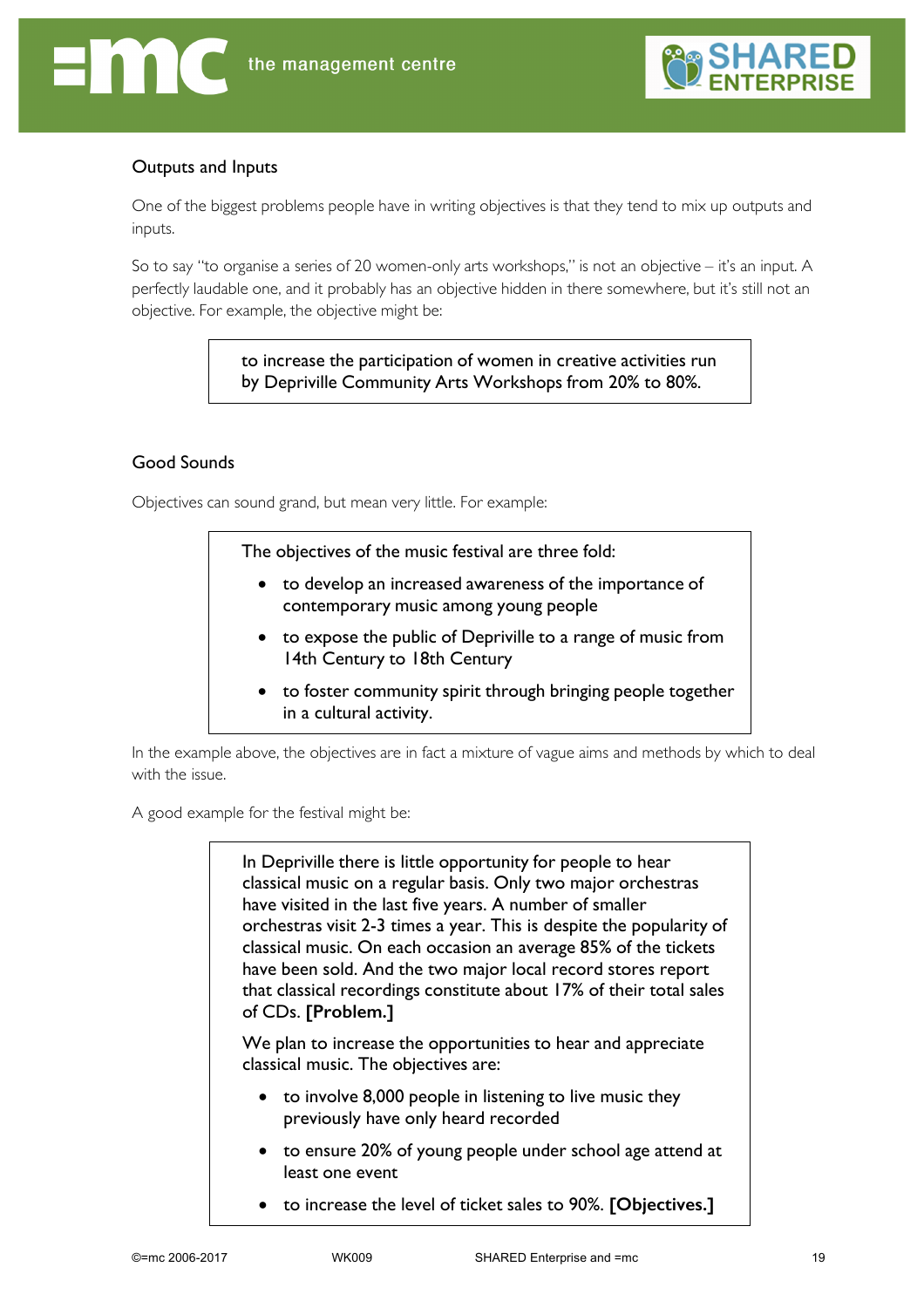## Outputs and Inputs

One of the biggest problems people have in writing objectives is that they tend to mix up outputs and inputs.

So to say "to organise a series of 20 women-only arts workshops," is not an objective – it's an input. A perfectly laudable one, and it probably has an objective hidden in there somewhere, but it's still not an objective. For example, the objective might be:

> to increase the participation of women in creative activities run by Depriville Community Arts Workshops from 20% to 80%.

## Good Sounds

Objectives can sound grand, but mean very little. For example:

> The objectives of the music festival are three fold:
>
> - to develop an increased awareness of the importance of contemporary music among young people
> - to expose the public of Depriville to a range of music from 14th Century to 18th Century
> - to foster community spirit through bringing people together in a cultural activity.

In the example above, the objectives are in fact a mixture of vague aims and methods by which to deal with the issue.

A good example for the festival might be:

> In Depriville there is little opportunity for people to hear classical music on a regular basis. Only two major orchestras have visited in the last five years. A number of smaller orchestras visit 2-3 times a year. This is despite the popularity of classical music. On each occasion an average 85% of the tickets have been sold. And the two major local record stores report that classical recordings constitute about 17% of their total sales of CDs. **[Problem.]**
>
> We plan to increase the opportunities to hear and appreciate classical music. The objectives are:
>
> - to involve 8,000 people in listening to live music they previously have only heard recorded
> - to ensure 20% of young people under school age attend at least one event
> - to increase the level of ticket sales to 90%. **[Objectives.]**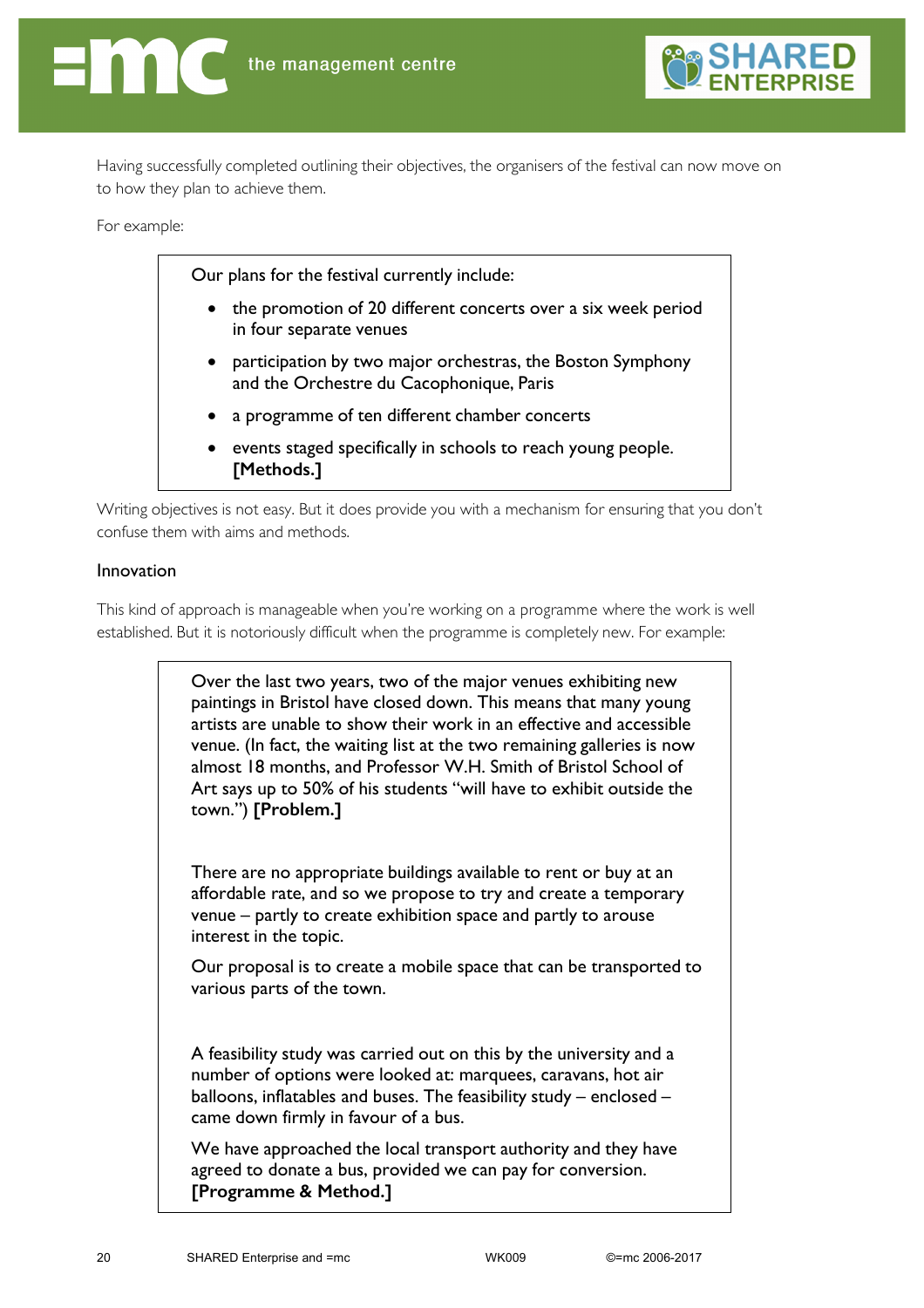Having successfully completed outlining their objectives, the organisers of the festival can now move on to how they plan to achieve them.

For example:

> Our plans for the festival currently include:
>
> - the promotion of 20 different concerts over a six week period in four separate venues
> - participation by two major orchestras, the Boston Symphony and the Orchestre du Cacophonique, Paris
> - a programme of ten different chamber concerts
> - events staged specifically in schools to reach young people. **[Methods.]**

Writing objectives is not easy. But it does provide you with a mechanism for ensuring that you don't confuse them with aims and methods.

### Innovation

This kind of approach is manageable when you're working on a programme where the work is well established. But it is notoriously difficult when the programme is completely new. For example:

> Over the last two years, two of the major venues exhibiting new paintings in Bristol have closed down. This means that many young artists are unable to show their work in an effective and accessible venue. (In fact, the waiting list at the two remaining galleries is now almost 18 months, and Professor W.H. Smith of Bristol School of Art says up to 50% of his students "will have to exhibit outside the town.") **[Problem.]**
>
> There are no appropriate buildings available to rent or buy at an affordable rate, and so we propose to try and create a temporary venue – partly to create exhibition space and partly to arouse interest in the topic.
>
> Our proposal is to create a mobile space that can be transported to various parts of the town.
>
> A feasibility study was carried out on this by the university and a number of options were looked at: marquees, caravans, hot air balloons, inflatables and buses. The feasibility study – enclosed – came down firmly in favour of a bus.
>
> We have approached the local transport authority and they have agreed to donate a bus, provided we can pay for conversion. **[Programme & Method.]**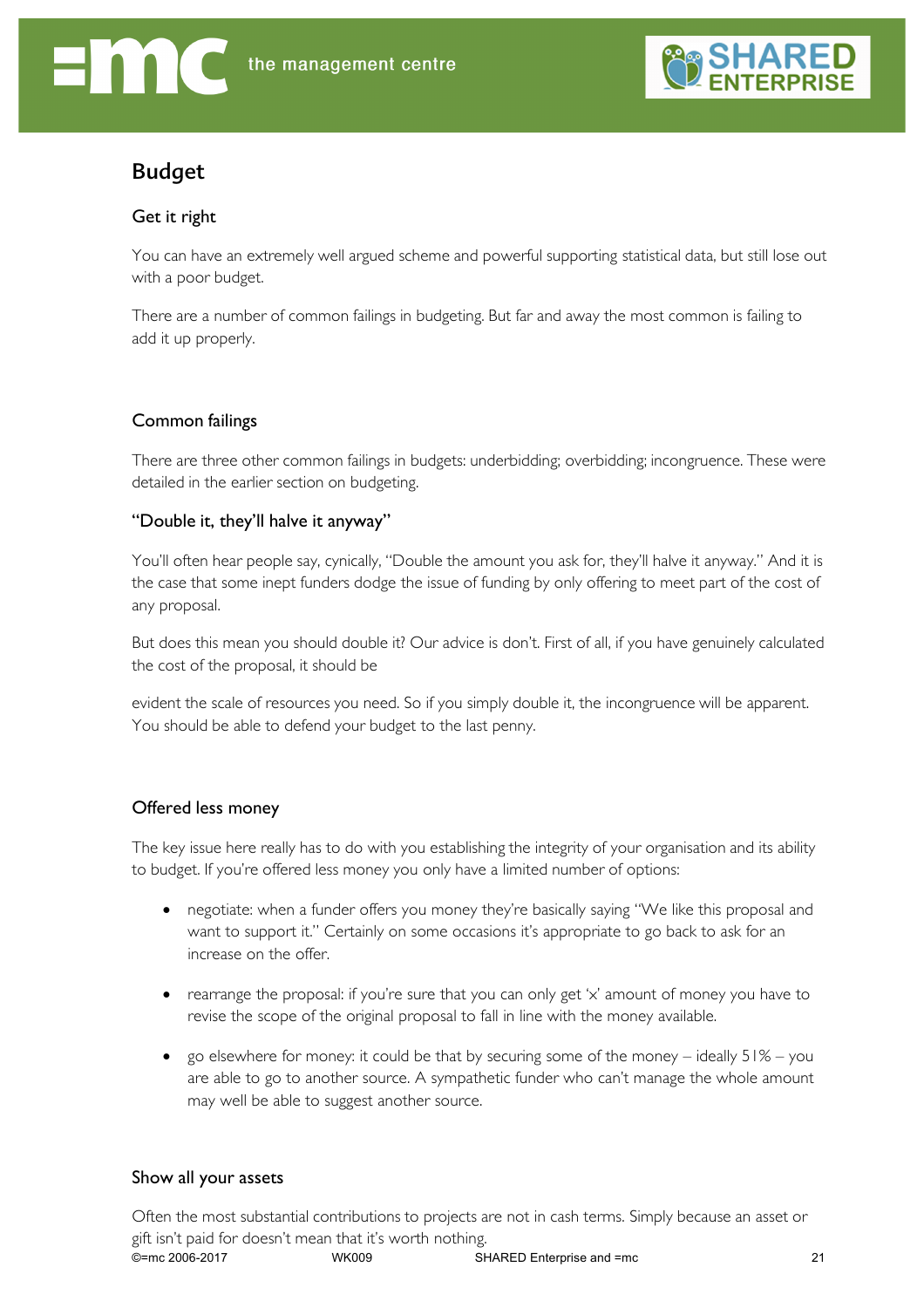# Budget

## Get it right

You can have an extremely well argued scheme and powerful supporting statistical data, but still lose out with a poor budget.

There are a number of common failings in budgeting. But far and away the most common is failing to add it up properly.

## Common failings

There are three other common failings in budgets: underbidding; overbidding; incongruence. These were detailed in the earlier section on budgeting.

## "Double it, they'll halve it anyway"

You'll often hear people say, cynically, "Double the amount you ask for, they'll halve it anyway." And it is the case that some inept funders dodge the issue of funding by only offering to meet part of the cost of any proposal.

But does this mean you should double it? Our advice is don't. First of all, if you have genuinely calculated the cost of the proposal, it should be

evident the scale of resources you need. So if you simply double it, the incongruence will be apparent. You should be able to defend your budget to the last penny.

## Offered less money

The key issue here really has to do with you establishing the integrity of your organisation and its ability to budget. If you're offered less money you only have a limited number of options:

- negotiate: when a funder offers you money they're basically saying "We like this proposal and want to support it." Certainly on some occasions it's appropriate to go back to ask for an increase on the offer.
- rearrange the proposal: if you're sure that you can only get 'x' amount of money you have to revise the scope of the original proposal to fall in line with the money available.
- go elsewhere for money: it could be that by securing some of the money – ideally 51% – you are able to go to another source. A sympathetic funder who can't manage the whole amount may well be able to suggest another source.

## Show all your assets

Often the most substantial contributions to projects are not in cash terms. Simply because an asset or gift isn't paid for doesn't mean that it's worth nothing.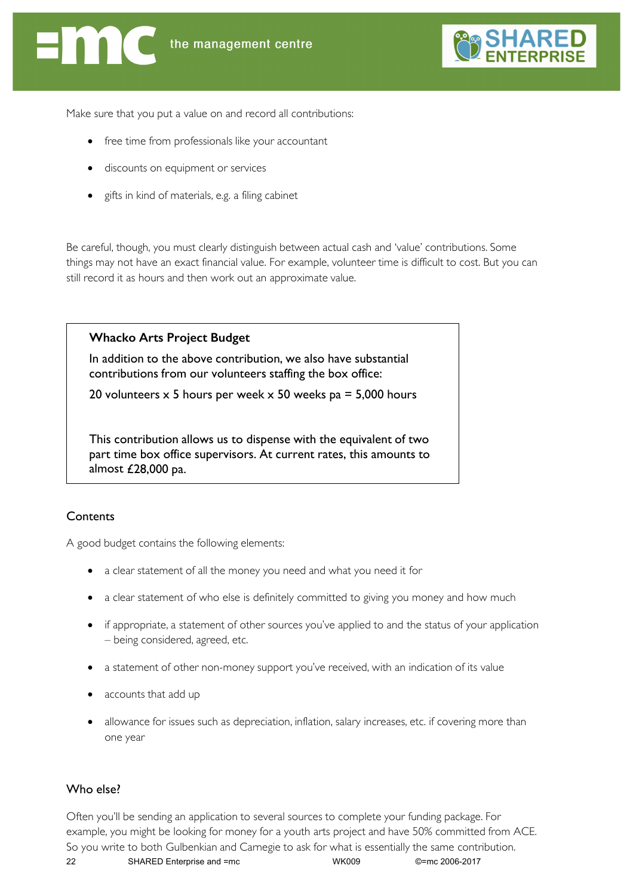Make sure that you put a value on and record all contributions:

- free time from professionals like your accountant
- discounts on equipment or services
- gifts in kind of materials, e.g. a filing cabinet

Be careful, though, you must clearly distinguish between actual cash and 'value' contributions. Some things may not have an exact financial value. For example, volunteer time is difficult to cost. But you can still record it as hours and then work out an approximate value.

> **Whacko Arts Project Budget**
>
> In addition to the above contribution, we also have substantial contributions from our volunteers staffing the box office:
>
> 20 volunteers x 5 hours per week x 50 weeks pa = 5,000 hours
>
> This contribution allows us to dispense with the equivalent of two part time box office supervisors. At current rates, this amounts to almost £28,000 pa.

### Contents

A good budget contains the following elements:

- a clear statement of all the money you need and what you need it for
- a clear statement of who else is definitely committed to giving you money and how much
- if appropriate, a statement of other sources you've applied to and the status of your application – being considered, agreed, etc.
- a statement of other non-money support you've received, with an indication of its value
- accounts that add up
- allowance for issues such as depreciation, inflation, salary increases, etc. if covering more than one year

### Who else?

Often you'll be sending an application to several sources to complete your funding package. For example, you might be looking for money for a youth arts project and have 50% committed from ACE. So you write to both Gulbenkian and Carnegie to ask for what is essentially the same contribution.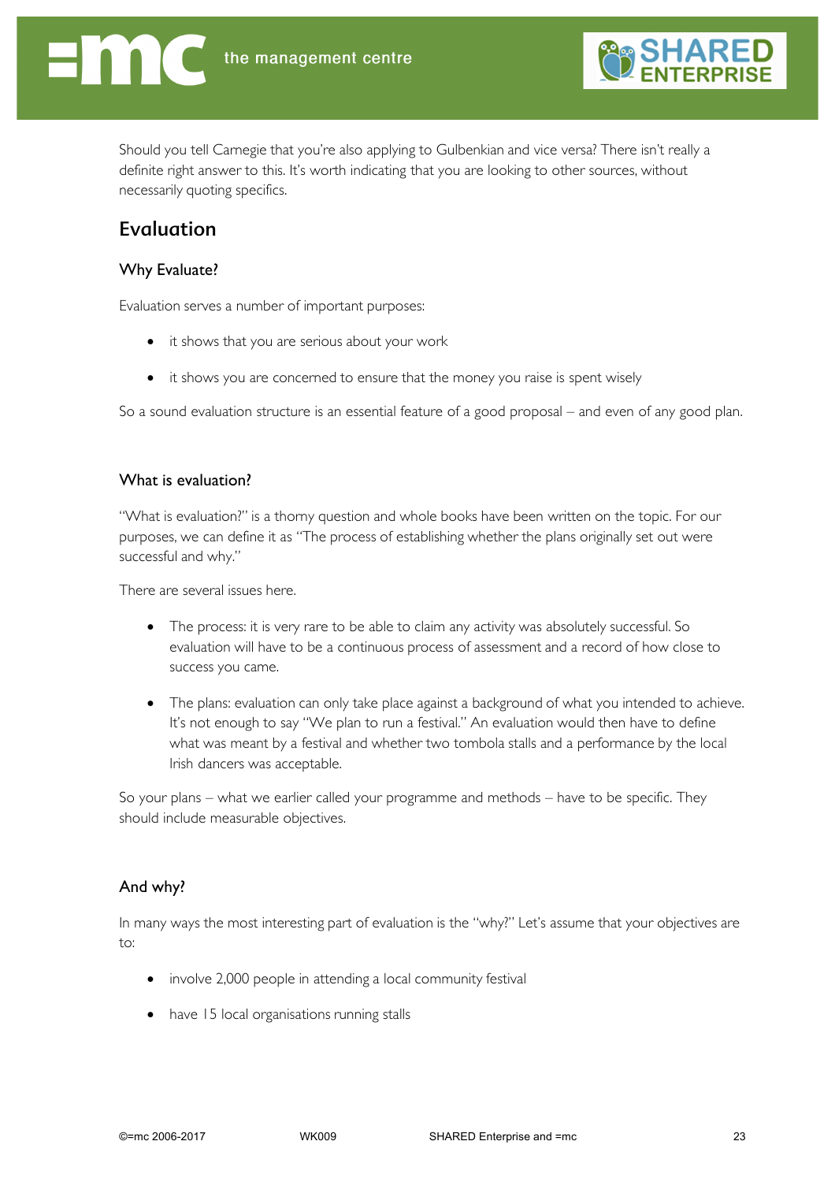Should you tell Carnegie that you're also applying to Gulbenkian and vice versa? There isn't really a definite right answer to this. It's worth indicating that you are looking to other sources, without necessarily quoting specifics.

## Evaluation

### Why Evaluate?

Evaluation serves a number of important purposes:

- it shows that you are serious about your work
- it shows you are concerned to ensure that the money you raise is spent wisely

So a sound evaluation structure is an essential feature of a good proposal – and even of any good plan.

### What is evaluation?

"What is evaluation?" is a thorny question and whole books have been written on the topic. For our purposes, we can define it as "The process of establishing whether the plans originally set out were successful and why."

There are several issues here.

- The process: it is very rare to be able to claim any activity was absolutely successful. So evaluation will have to be a continuous process of assessment and a record of how close to success you came.
- The plans: evaluation can only take place against a background of what you intended to achieve. It's not enough to say "We plan to run a festival." An evaluation would then have to define what was meant by a festival and whether two tombola stalls and a performance by the local Irish dancers was acceptable.

So your plans – what we earlier called your programme and methods – have to be specific. They should include measurable objectives.

### And why?

In many ways the most interesting part of evaluation is the "why?" Let's assume that your objectives are to:

- involve 2,000 people in attending a local community festival
- have 15 local organisations running stalls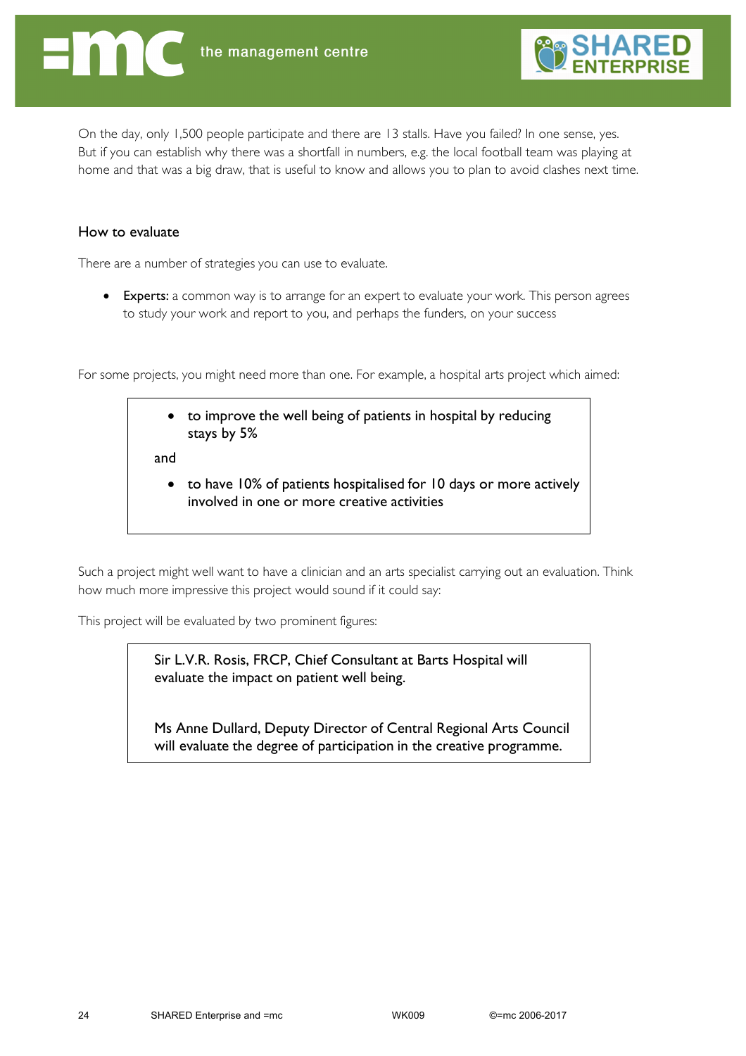On the day, only 1,500 people participate and there are 13 stalls. Have you failed? In one sense, yes. But if you can establish why there was a shortfall in numbers, e.g. the local football team was playing at home and that was a big draw, that is useful to know and allows you to plan to avoid clashes next time.

## How to evaluate

There are a number of strategies you can use to evaluate.

- **Experts:** a common way is to arrange for an expert to evaluate your work. This person agrees to study your work and report to you, and perhaps the funders, on your success

For some projects, you might need more than one. For example, a hospital arts project which aimed:

> - to improve the well being of patients in hospital by reducing stays by 5%
>
> and
>
> - to have 10% of patients hospitalised for 10 days or more actively involved in one or more creative activities

Such a project might well want to have a clinician and an arts specialist carrying out an evaluation. Think how much more impressive this project would sound if it could say:

This project will be evaluated by two prominent figures:

> Sir L.V.R. Rosis, FRCP, Chief Consultant at Barts Hospital will evaluate the impact on patient well being.
>
> Ms Anne Dullard, Deputy Director of Central Regional Arts Council will evaluate the degree of participation in the creative programme.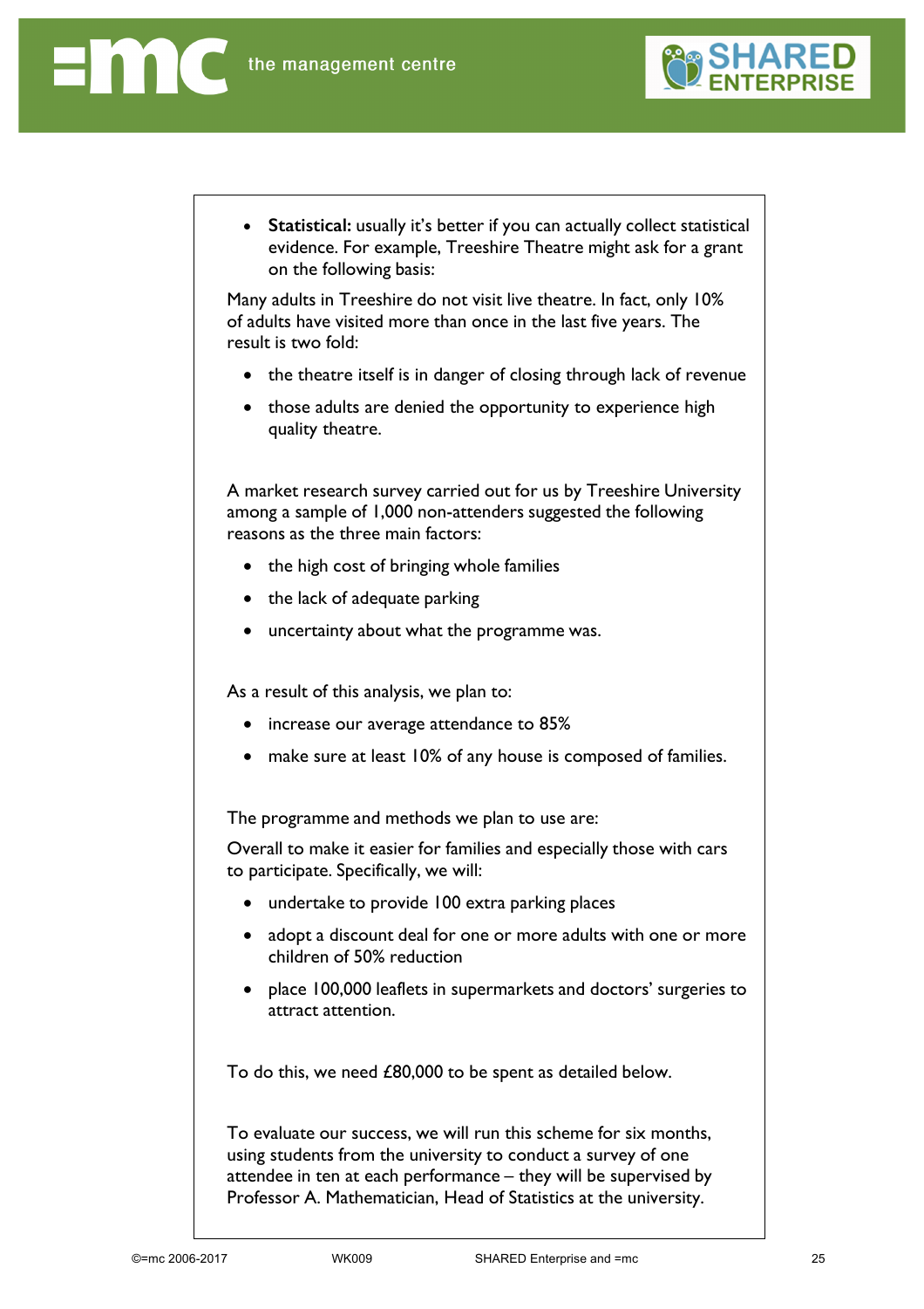- **Statistical:** usually it's better if you can actually collect statistical evidence. For example, Treeshire Theatre might ask for a grant on the following basis:

Many adults in Treeshire do not visit live theatre. In fact, only 10% of adults have visited more than once in the last five years. The result is two fold:

- the theatre itself is in danger of closing through lack of revenue
- those adults are denied the opportunity to experience high quality theatre.

A market research survey carried out for us by Treeshire University among a sample of 1,000 non-attenders suggested the following reasons as the three main factors:

- the high cost of bringing whole families
- the lack of adequate parking
- uncertainty about what the programme was.

As a result of this analysis, we plan to:

- increase our average attendance to 85%
- make sure at least 10% of any house is composed of families.

The programme and methods we plan to use are:

Overall to make it easier for families and especially those with cars to participate. Specifically, we will:

- undertake to provide 100 extra parking places
- adopt a discount deal for one or more adults with one or more children of 50% reduction
- place 100,000 leaflets in supermarkets and doctors' surgeries to attract attention.

To do this, we need £80,000 to be spent as detailed below.

To evaluate our success, we will run this scheme for six months, using students from the university to conduct a survey of one attendee in ten at each performance – they will be supervised by Professor A. Mathematician, Head of Statistics at the university.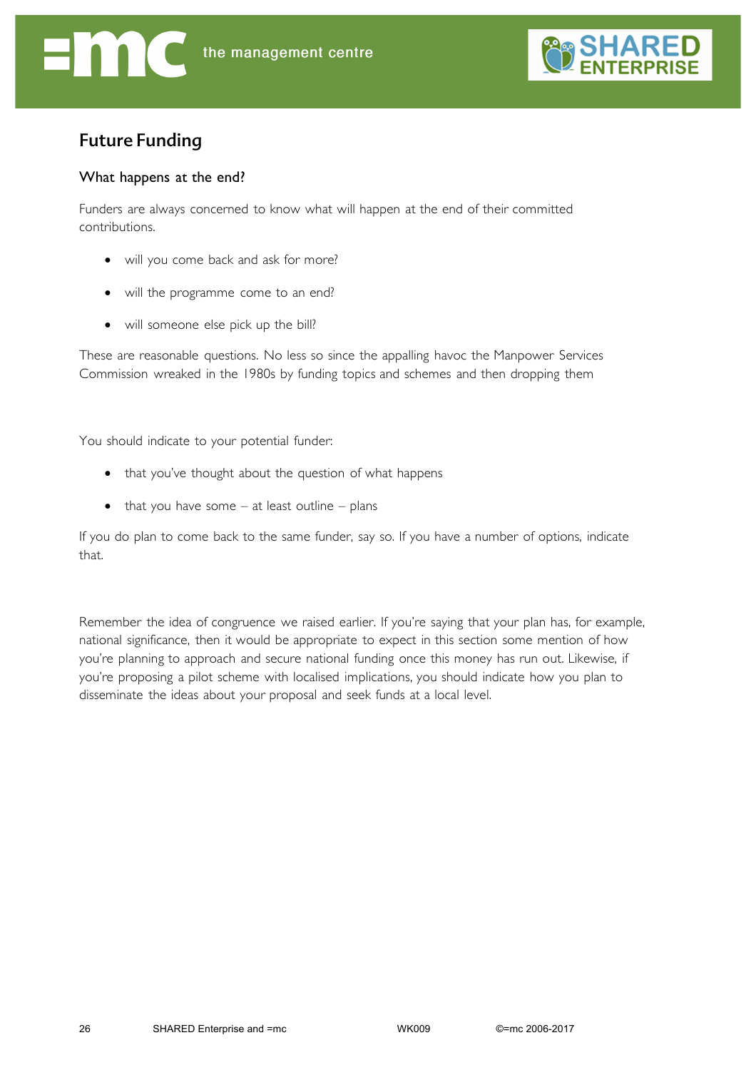## Future Funding

### What happens at the end?

Funders are always concerned to know what will happen at the end of their committed contributions.

- will you come back and ask for more?
- will the programme come to an end?
- will someone else pick up the bill?

These are reasonable questions. No less so since the appalling havoc the Manpower Services Commission wreaked in the 1980s by funding topics and schemes and then dropping them

You should indicate to your potential funder:

- that you've thought about the question of what happens
- that you have some – at least outline – plans

If you do plan to come back to the same funder, say so. If you have a number of options, indicate that.

Remember the idea of congruence we raised earlier. If you're saying that your plan has, for example, national significance, then it would be appropriate to expect in this section some mention of how you're planning to approach and secure national funding once this money has run out. Likewise, if you're proposing a pilot scheme with localised implications, you should indicate how you plan to disseminate the ideas about your proposal and seek funds at a local level.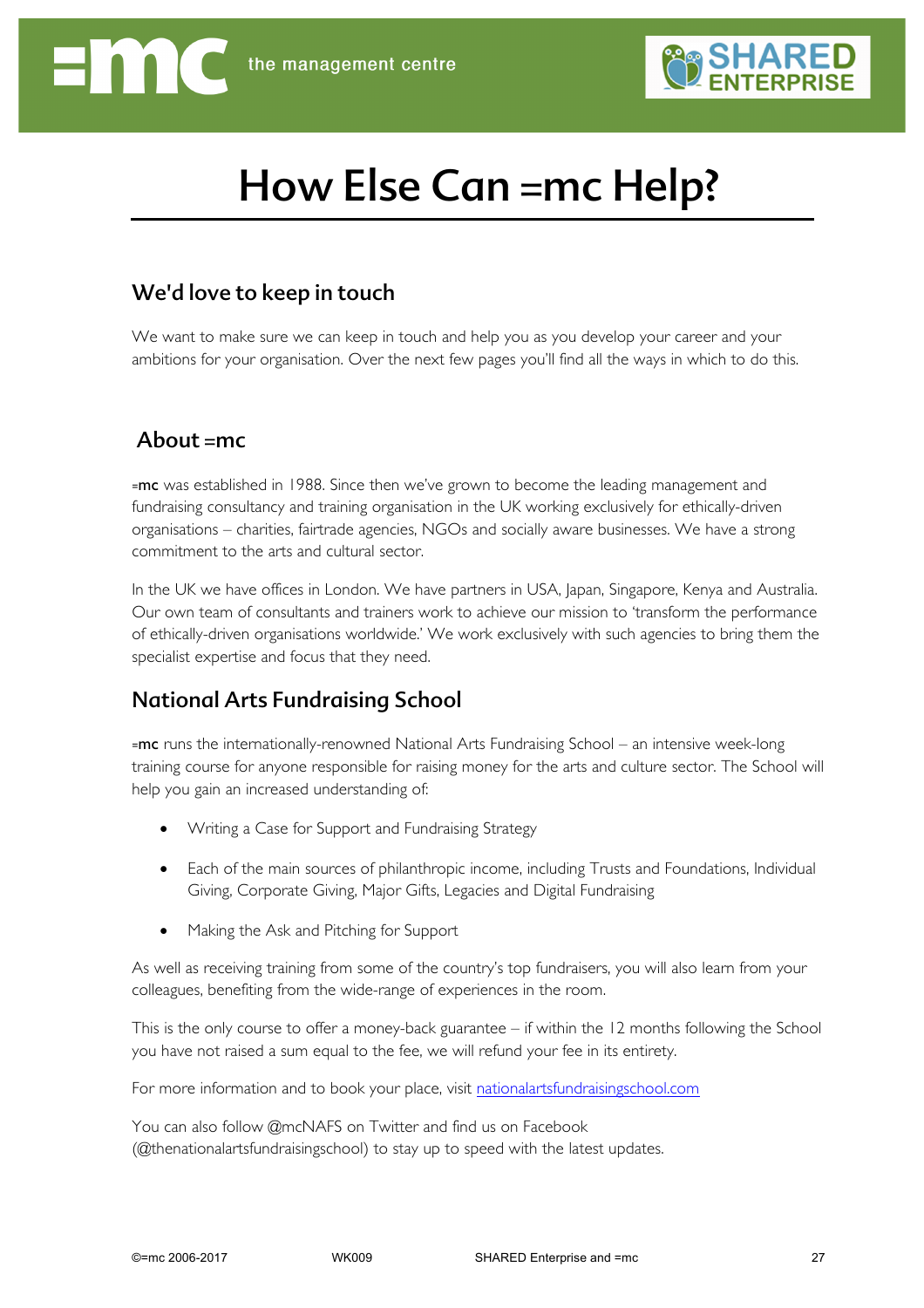# How Else Can =mc Help?

## We'd love to keep in touch

We want to make sure we can keep in touch and help you as you develop your career and your ambitions for your organisation. Over the next few pages you'll find all the ways in which to do this.

## About =mc

**=mc** was established in 1988. Since then we've grown to become the leading management and fundraising consultancy and training organisation in the UK working exclusively for ethically-driven organisations – charities, fairtrade agencies, NGOs and socially aware businesses. We have a strong commitment to the arts and cultural sector.

In the UK we have offices in London. We have partners in USA, Japan, Singapore, Kenya and Australia. Our own team of consultants and trainers work to achieve our mission to 'transform the performance of ethically-driven organisations worldwide.' We work exclusively with such agencies to bring them the specialist expertise and focus that they need.

## National Arts Fundraising School

**=mc** runs the internationally-renowned National Arts Fundraising School – an intensive week-long training course for anyone responsible for raising money for the arts and culture sector. The School will help you gain an increased understanding of:

- Writing a Case for Support and Fundraising Strategy
- Each of the main sources of philanthropic income, including Trusts and Foundations, Individual Giving, Corporate Giving, Major Gifts, Legacies and Digital Fundraising
- Making the Ask and Pitching for Support

As well as receiving training from some of the country's top fundraisers, you will also learn from your colleagues, benefiting from the wide-range of experiences in the room.

This is the only course to offer a money-back guarantee – if within the 12 months following the School you have not raised a sum equal to the fee, we will refund your fee in its entirety.

For more information and to book your place, visit [nationalartsfundraisingschool.com](nationalartsfundraisingschool.com)

You can also follow @mcNAFS on Twitter and find us on Facebook (@thenationalartsfundraisingschool) to stay up to speed with the latest updates.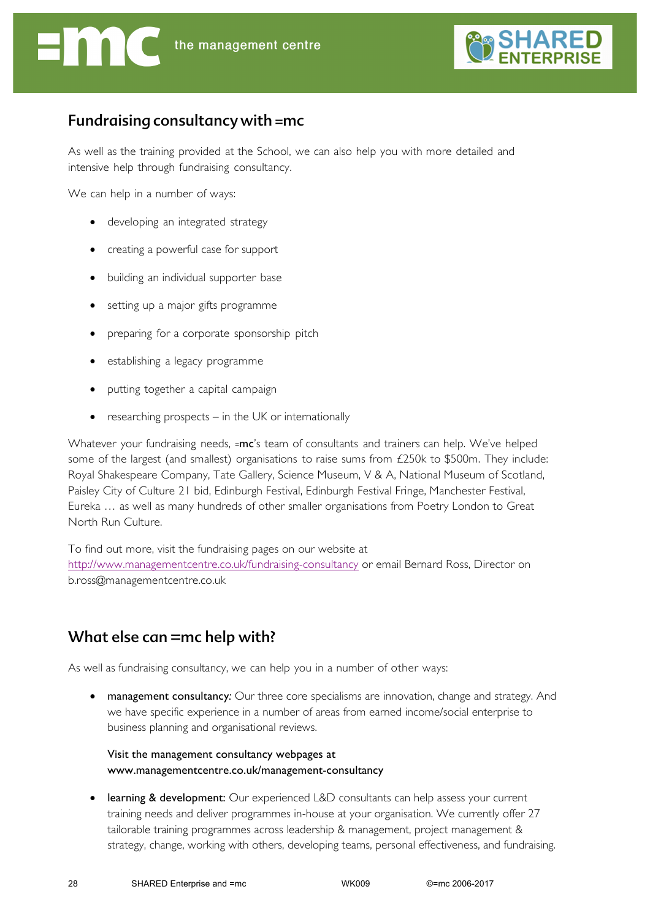## Fundraising consultancy with =mc

As well as the training provided at the School, we can also help you with more detailed and intensive help through fundraising consultancy.

We can help in a number of ways:

- developing an integrated strategy
- creating a powerful case for support
- building an individual supporter base
- setting up a major gifts programme
- preparing for a corporate sponsorship pitch
- establishing a legacy programme
- putting together a capital campaign
- researching prospects – in the UK or internationally

Whatever your fundraising needs, =**mc**'s team of consultants and trainers can help. We've helped some of the largest (and smallest) organisations to raise sums from £250k to $500m. They include: Royal Shakespeare Company, Tate Gallery, Science Museum, V & A, National Museum of Scotland, Paisley City of Culture 21 bid, Edinburgh Festival, Edinburgh Festival Fringe, Manchester Festival, Eureka … as well as many hundreds of other smaller organisations from Poetry London to Great North Run Culture.

To find out more, visit the fundraising pages on our website at http://www.managementcentre.co.uk/fundraising-consultancy or email Bernard Ross, Director on b.ross@managementcentre.co.uk

## What else can =mc help with?

As well as fundraising consultancy, we can help you in a number of other ways:

- **management consultancy:** Our three core specialisms are innovation, change and strategy. And we have specific experience in a number of areas from earned income/social enterprise to business planning and organisational reviews.

  **Visit the management consultancy webpages at www.managementcentre.co.uk/management-consultancy**

- **learning & development:** Our experienced L&D consultants can help assess your current training needs and deliver programmes in-house at your organisation. We currently offer 27 tailorable training programmes across leadership & management, project management & strategy, change, working with others, developing teams, personal effectiveness, and fundraising.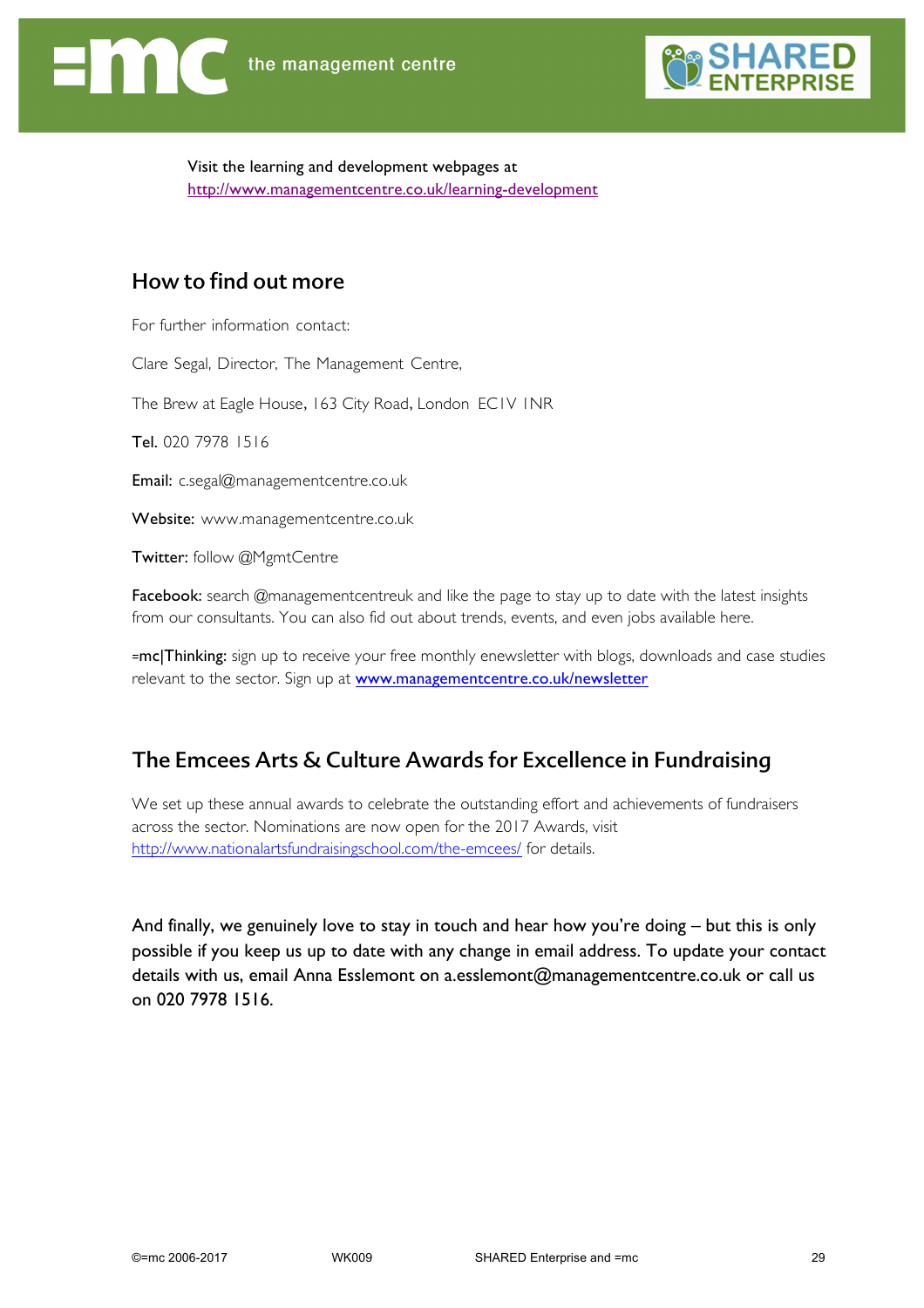Visit the learning and development webpages at
http://www.managementcentre.co.uk/learning-development

## How to find out more

For further information contact:

Clare Segal, Director, The Management Centre,

The Brew at Eagle House, 163 City Road, London EC1V 1NR

**Tel.** 020 7978 1516

**Email:** c.segal@managementcentre.co.uk

**Website:** www.managementcentre.co.uk

**Twitter:** follow @MgmtCentre

**Facebook:** search @managementcentreuk and like the page to stay up to date with the latest insights from our consultants. You can also fid out about trends, events, and even jobs available here.

**=mc|Thinking:** sign up to receive your free monthly enewsletter with blogs, downloads and case studies relevant to the sector. Sign up at **www.managementcentre.co.uk/newsletter**

## The Emcees Arts & Culture Awards for Excellence in Fundraising

We set up these annual awards to celebrate the outstanding effort and achievements of fundraisers across the sector. Nominations are now open for the 2017 Awards, visit http://www.nationalartsfundraisingschool.com/the-emcees/ for details.

And finally, we genuinely love to stay in touch and hear how you're doing – but this is only possible if you keep us up to date with any change in email address. To update your contact details with us, email Anna Esslemont on a.esslemont@managementcentre.co.uk or call us on 020 7978 1516.